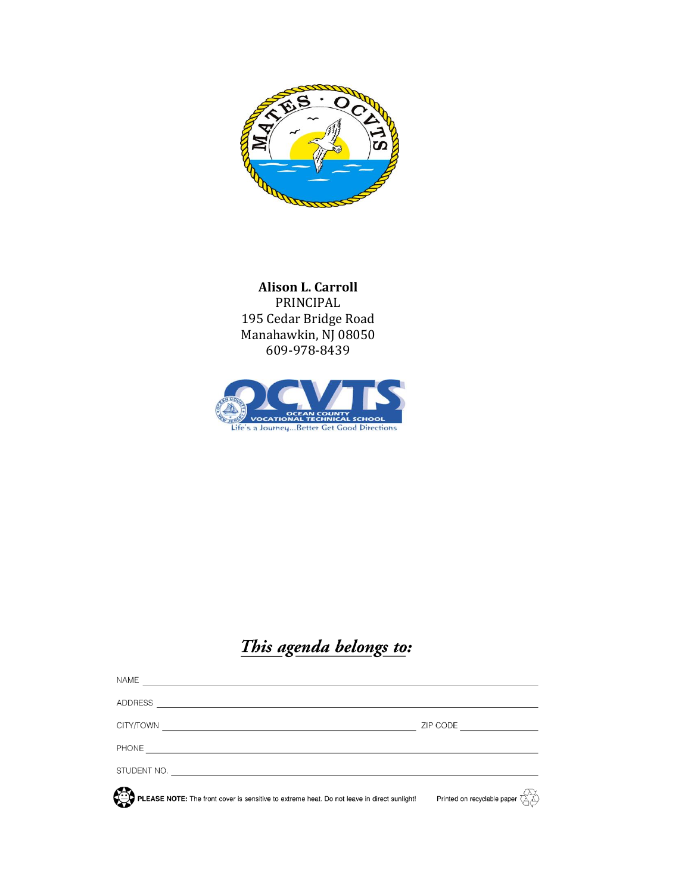**Alison L. Carroll**
PRINCIPAL
195 Cedar Bridge Road
Manahawkin, NJ 08050
609-978-8439

## *This agenda belongs to:*

NAME ______________________________

ADDRESS ______________________________

CITY/TOWN ______________________ ZIP CODE __________

PHONE ______________________________

STUDENT NO. ______________________________

**PLEASE NOTE:** The front cover is sensitive to extreme heat. Do not leave in direct sunlight!

Printed on recyclable paper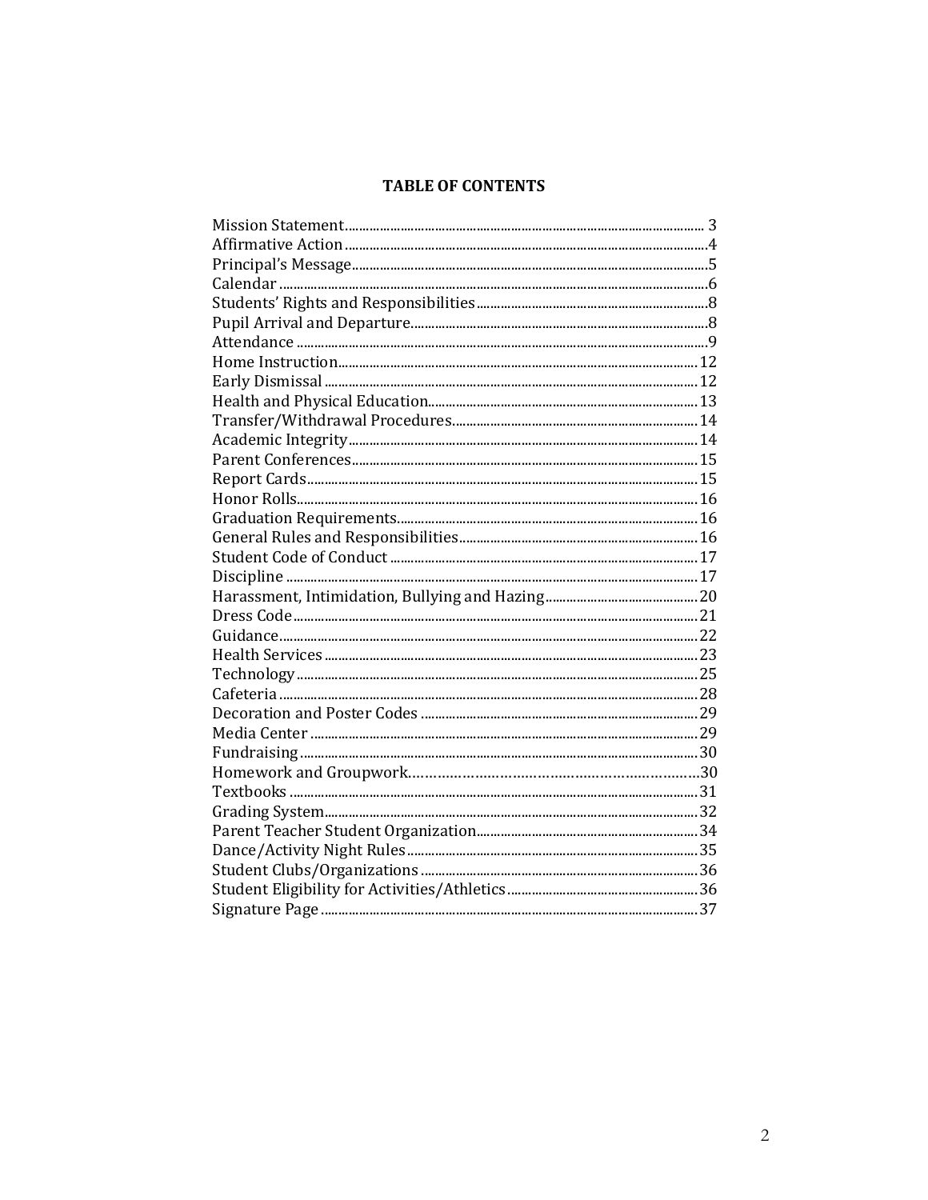# TABLE OF CONTENTS

| Section | Page |
|---|---|
| Mission Statement | 3 |
| Affirmative Action | 4 |
| Principal's Message | 5 |
| Calendar | 6 |
| Students' Rights and Responsibilities | 8 |
| Pupil Arrival and Departure | 8 |
| Attendance | 9 |
| Home Instruction | 12 |
| Early Dismissal | 12 |
| Health and Physical Education | 13 |
| Transfer/Withdrawal Procedures | 14 |
| Academic Integrity | 14 |
| Parent Conferences | 15 |
| Report Cards | 15 |
| Honor Rolls | 16 |
| Graduation Requirements | 16 |
| General Rules and Responsibilities | 16 |
| Student Code of Conduct | 17 |
| Discipline | 17 |
| Harassment, Intimidation, Bullying and Hazing | 20 |
| Dress Code | 21 |
| Guidance | 22 |
| Health Services | 23 |
| Technology | 25 |
| Cafeteria | 28 |
| Decoration and Poster Codes | 29 |
| Media Center | 29 |
| Fundraising | 30 |
| Homework and Groupwork | 30 |
| Textbooks | 31 |
| Grading System | 32 |
| Parent Teacher Student Organization | 34 |
| Dance/Activity Night Rules | 35 |
| Student Clubs/Organizations | 36 |
| Student Eligibility for Activities/Athletics | 36 |
| Signature Page | 37 |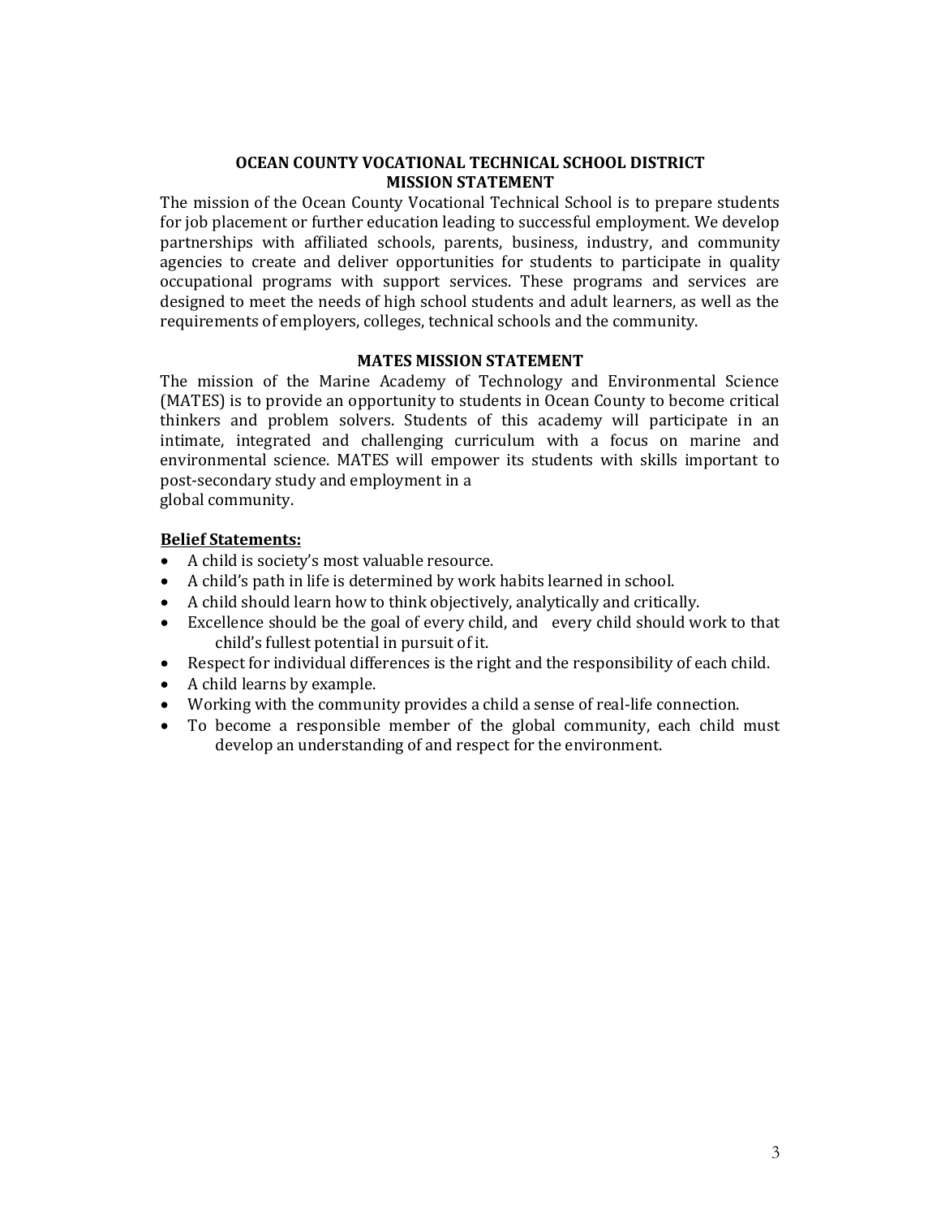## OCEAN COUNTY VOCATIONAL TECHNICAL SCHOOL DISTRICT MISSION STATEMENT

The mission of the Ocean County Vocational Technical School is to prepare students for job placement or further education leading to successful employment. We develop partnerships with affiliated schools, parents, business, industry, and community agencies to create and deliver opportunities for students to participate in quality occupational programs with support services. These programs and services are designed to meet the needs of high school students and adult learners, as well as the requirements of employers, colleges, technical schools and the community.

## MATES MISSION STATEMENT

The mission of the Marine Academy of Technology and Environmental Science (MATES) is to provide an opportunity to students in Ocean County to become critical thinkers and problem solvers. Students of this academy will participate in an intimate, integrated and challenging curriculum with a focus on marine and environmental science. MATES will empower its students with skills important to post-secondary study and employment in a global community.

**Belief Statements:**

- A child is society's most valuable resource.
- A child's path in life is determined by work habits learned in school.
- A child should learn how to think objectively, analytically and critically.
- Excellence should be the goal of every child, and every child should work to that child's fullest potential in pursuit of it.
- Respect for individual differences is the right and the responsibility of each child.
- A child learns by example.
- Working with the community provides a child a sense of real-life connection.
- To become a responsible member of the global community, each child must develop an understanding of and respect for the environment.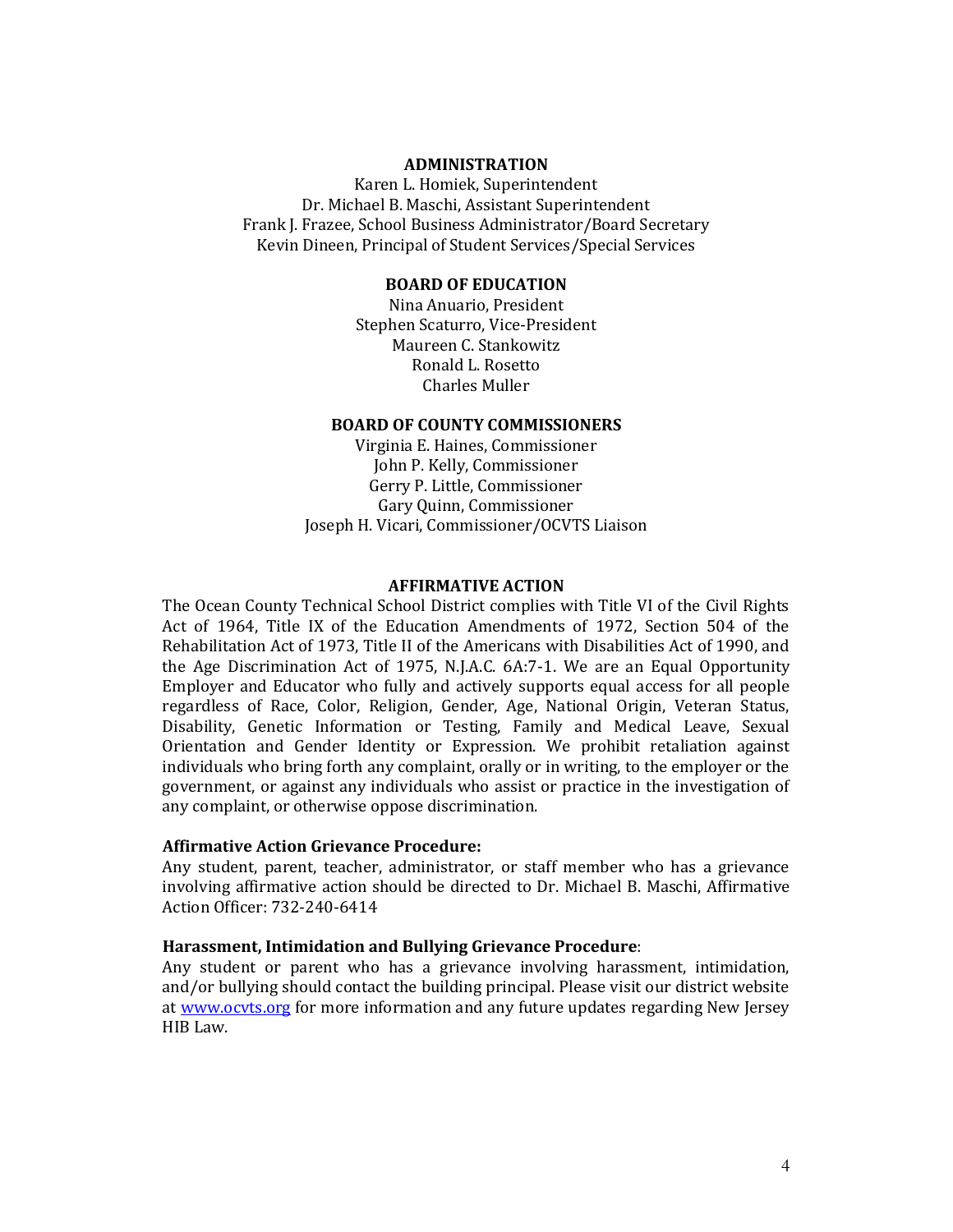## ADMINISTRATION

Karen L. Homiek, Superintendent
Dr. Michael B. Maschi, Assistant Superintendent
Frank J. Frazee, School Business Administrator/Board Secretary
Kevin Dineen, Principal of Student Services/Special Services

## BOARD OF EDUCATION

Nina Anuario, President
Stephen Scaturro, Vice-President
Maureen C. Stankowitz
Ronald L. Rosetto
Charles Muller

## BOARD OF COUNTY COMMISSIONERS

Virginia E. Haines, Commissioner
John P. Kelly, Commissioner
Gerry P. Little, Commissioner
Gary Quinn, Commissioner
Joseph H. Vicari, Commissioner/OCVTS Liaison

## AFFIRMATIVE ACTION

The Ocean County Technical School District complies with Title VI of the Civil Rights Act of 1964, Title IX of the Education Amendments of 1972, Section 504 of the Rehabilitation Act of 1973, Title II of the Americans with Disabilities Act of 1990, and the Age Discrimination Act of 1975, N.J.A.C. 6A:7-1. We are an Equal Opportunity Employer and Educator who fully and actively supports equal access for all people regardless of Race, Color, Religion, Gender, Age, National Origin, Veteran Status, Disability, Genetic Information or Testing, Family and Medical Leave, Sexual Orientation and Gender Identity or Expression. We prohibit retaliation against individuals who bring forth any complaint, orally or in writing, to the employer or the government, or against any individuals who assist or practice in the investigation of any complaint, or otherwise oppose discrimination.

**Affirmative Action Grievance Procedure:**
Any student, parent, teacher, administrator, or staff member who has a grievance involving affirmative action should be directed to Dr. Michael B. Maschi, Affirmative Action Officer: 732-240-6414

**Harassment, Intimidation and Bullying Grievance Procedure**:
Any student or parent who has a grievance involving harassment, intimidation, and/or bullying should contact the building principal. Please visit our district website at www.ocvts.org for more information and any future updates regarding New Jersey HIB Law.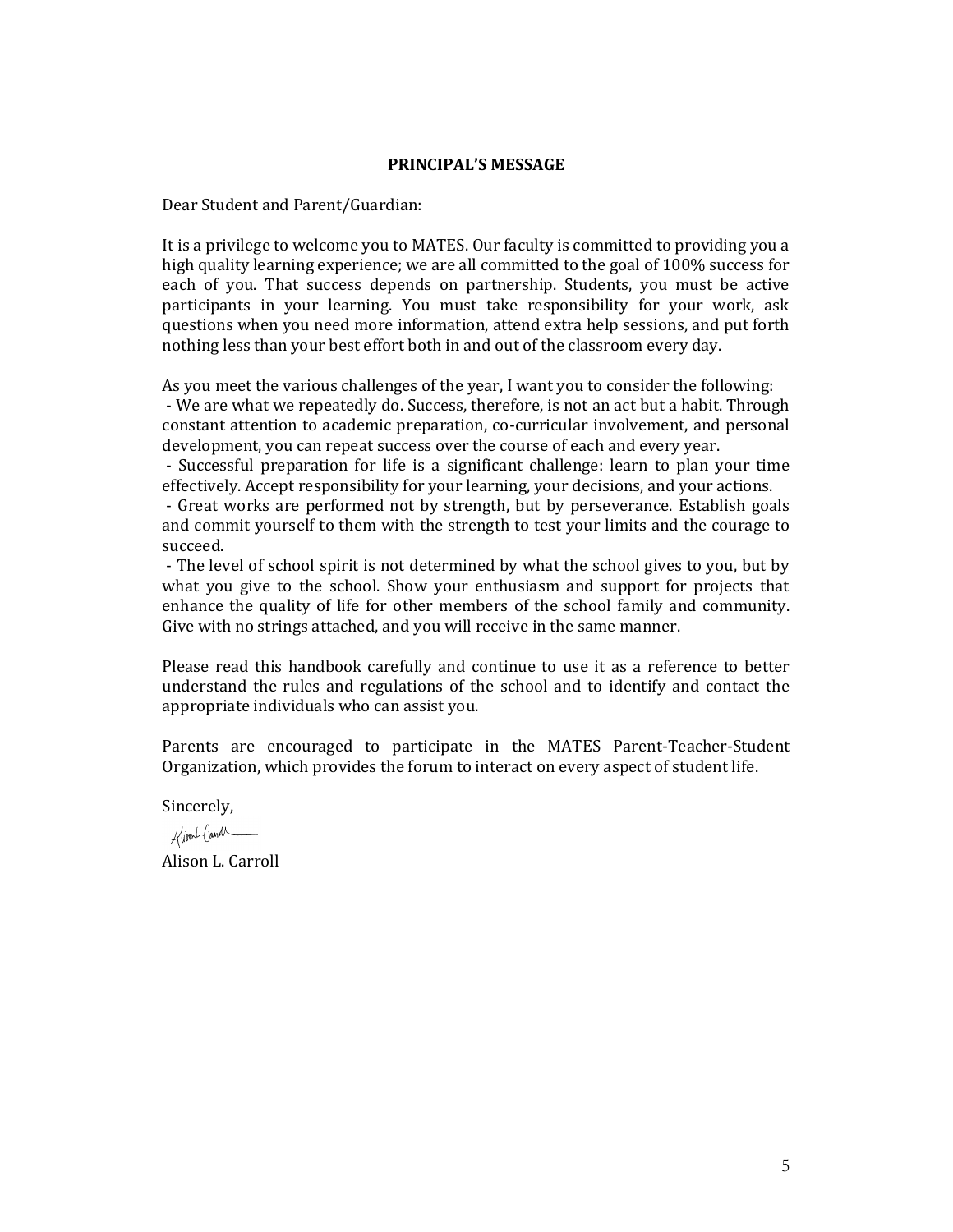## PRINCIPAL'S MESSAGE

Dear Student and Parent/Guardian:

It is a privilege to welcome you to MATES. Our faculty is committed to providing you a high quality learning experience; we are all committed to the goal of 100% success for each of you. That success depends on partnership. Students, you must be active participants in your learning. You must take responsibility for your work, ask questions when you need more information, attend extra help sessions, and put forth nothing less than your best effort both in and out of the classroom every day.

As you meet the various challenges of the year, I want you to consider the following:

- We are what we repeatedly do. Success, therefore, is not an act but a habit. Through constant attention to academic preparation, co-curricular involvement, and personal development, you can repeat success over the course of each and every year.
- Successful preparation for life is a significant challenge: learn to plan your time effectively. Accept responsibility for your learning, your decisions, and your actions.
- Great works are performed not by strength, but by perseverance. Establish goals and commit yourself to them with the strength to test your limits and the courage to succeed.
- The level of school spirit is not determined by what the school gives to you, but by what you give to the school. Show your enthusiasm and support for projects that enhance the quality of life for other members of the school family and community. Give with no strings attached, and you will receive in the same manner.

Please read this handbook carefully and continue to use it as a reference to better understand the rules and regulations of the school and to identify and contact the appropriate individuals who can assist you.

Parents are encouraged to participate in the MATES Parent-Teacher-Student Organization, which provides the forum to interact on every aspect of student life.

Sincerely,

Alison L. Carroll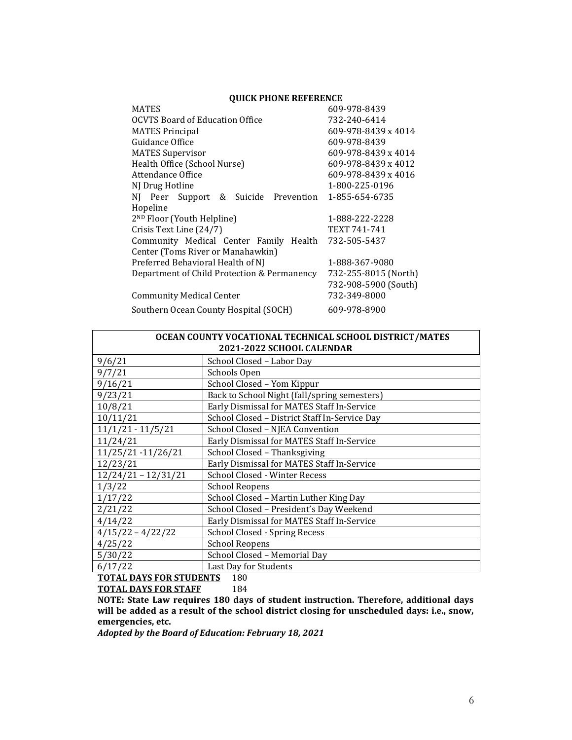**QUICK PHONE REFERENCE**

| | |
|---|---|
| MATES | 609-978-8439 |
| OCVTS Board of Education Office | 732-240-6414 |
| MATES Principal | 609-978-8439 x 4014 |
| Guidance Office | 609-978-8439 |
| MATES Supervisor | 609-978-8439 x 4014 |
| Health Office (School Nurse) | 609-978-8439 x 4012 |
| Attendance Office | 609-978-8439 x 4016 |
| NJ Drug Hotline | 1-800-225-0196 |
| NJ Peer Support & Suicide Prevention Hopeline | 1-855-654-6735 |
| 2ND Floor (Youth Helpline) | 1-888-222-2228 |
| Crisis Text Line (24/7) | TEXT 741-741 |
| Community Medical Center Family Health Center (Toms River or Manahawkin) | 732-505-5437 |
| Preferred Behavioral Health of NJ | 1-888-367-9080 |
| Department of Child Protection & Permanency | 732-255-8015 (North)<br>732-908-5900 (South) |
| Community Medical Center | 732-349-8000 |
| Southern Ocean County Hospital (SOCH) | 609-978-8900 |

| **OCEAN COUNTY VOCATIONAL TECHNICAL SCHOOL DISTRICT/MATES 2021-2022 SCHOOL CALENDAR** | |
|---|---|
| 9/6/21 | School Closed – Labor Day |
| 9/7/21 | Schools Open |
| 9/16/21 | School Closed – Yom Kippur |
| 9/23/21 | Back to School Night (fall/spring semesters) |
| 10/8/21 | Early Dismissal for MATES Staff In-Service |
| 10/11/21 | School Closed – District Staff In-Service Day |
| 11/1/21 - 11/5/21 | School Closed – NJEA Convention |
| 11/24/21 | Early Dismissal for MATES Staff In-Service |
| 11/25/21 -11/26/21 | School Closed – Thanksgiving |
| 12/23/21 | Early Dismissal for MATES Staff In-Service |
| 12/24/21 – 12/31/21 | School Closed - Winter Recess |
| 1/3/22 | School Reopens |
| 1/17/22 | School Closed – Martin Luther King Day |
| 2/21/22 | School Closed – President's Day Weekend |
| 4/14/22 | Early Dismissal for MATES Staff In-Service |
| 4/15/22 – 4/22/22 | School Closed - Spring Recess |
| 4/25/22 | School Reopens |
| 5/30/22 | School Closed – Memorial Day |
| 6/17/22 | Last Day for Students |

**TOTAL DAYS FOR STUDENTS** 180

**TOTAL DAYS FOR STAFF** 184

**NOTE: State Law requires 180 days of student instruction. Therefore, additional days will be added as a result of the school district closing for unscheduled days: i.e., snow, emergencies, etc.**

***Adopted by the Board of Education: February 18, 2021***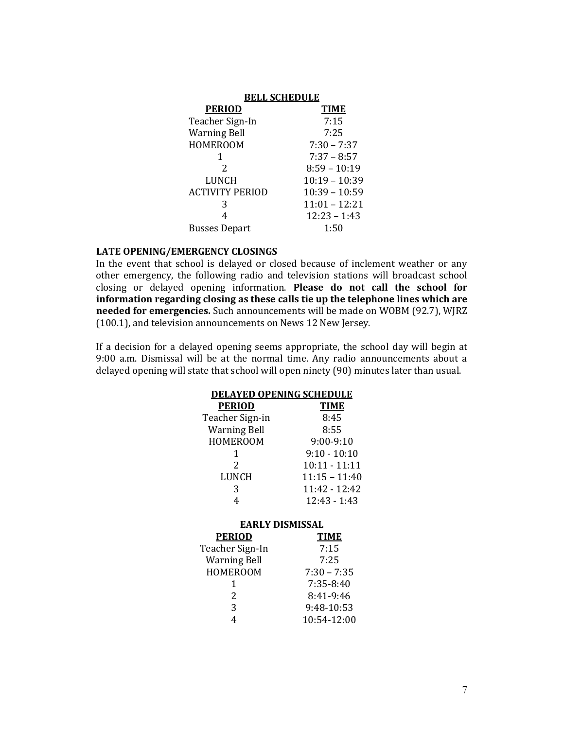## BELL SCHEDULE

| PERIOD | TIME |
|---|---|
| Teacher Sign-In | 7:15 |
| Warning Bell | 7:25 |
| HOMEROOM | 7:30 – 7:37 |
| 1 | 7:37 – 8:57 |
| 2 | 8:59 – 10:19 |
| LUNCH | 10:19 – 10:39 |
| ACTIVITY PERIOD | 10:39 – 10:59 |
| 3 | 11:01 – 12:21 |
| 4 | 12:23 – 1:43 |
| Busses Depart | 1:50 |

### LATE OPENING/EMERGENCY CLOSINGS

In the event that school is delayed or closed because of inclement weather or any other emergency, the following radio and television stations will broadcast school closing or delayed opening information. **Please do not call the school for information regarding closing as these calls tie up the telephone lines which are needed for emergencies.** Such announcements will be made on WOBM (92.7), WJRZ (100.1), and television announcements on News 12 New Jersey.

If a decision for a delayed opening seems appropriate, the school day will begin at 9:00 a.m. Dismissal will be at the normal time. Any radio announcements about a delayed opening will state that school will open ninety (90) minutes later than usual.

## DELAYED OPENING SCHEDULE

| PERIOD | TIME |
|---|---|
| Teacher Sign-in | 8:45 |
| Warning Bell | 8:55 |
| HOMEROOM | 9:00-9:10 |
| 1 | 9:10 - 10:10 |
| 2 | 10:11 - 11:11 |
| LUNCH | 11:15 – 11:40 |
| 3 | 11:42 - 12:42 |
| 4 | 12:43 - 1:43 |

## EARLY DISMISSAL

| PERIOD | TIME |
|---|---|
| Teacher Sign-In | 7:15 |
| Warning Bell | 7:25 |
| HOMEROOM | 7:30 – 7:35 |
| 1 | 7:35-8:40 |
| 2 | 8:41-9:46 |
| 3 | 9:48-10:53 |
| 4 | 10:54-12:00 |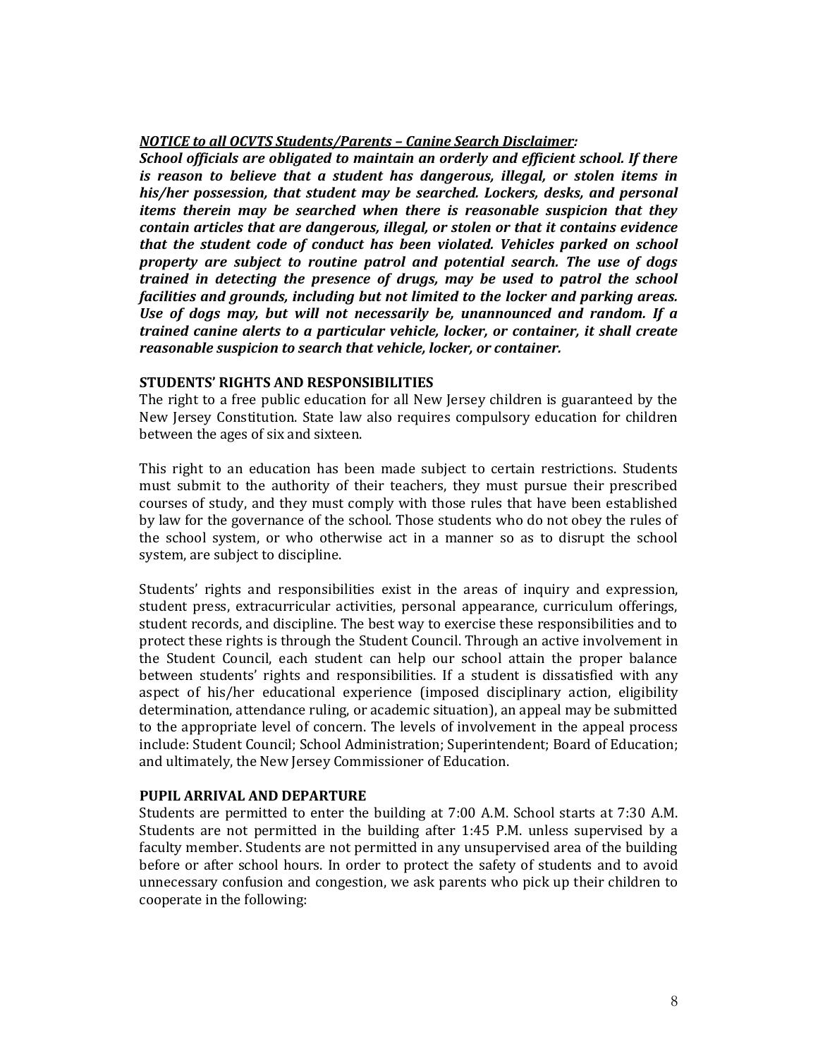***NOTICE to all OCVTS Students/Parents – Canine Search Disclaimer:***

***School officials are obligated to maintain an orderly and efficient school. If there is reason to believe that a student has dangerous, illegal, or stolen items in his/her possession, that student may be searched. Lockers, desks, and personal items therein may be searched when there is reasonable suspicion that they contain articles that are dangerous, illegal, or stolen or that it contains evidence that the student code of conduct has been violated. Vehicles parked on school property are subject to routine patrol and potential search. The use of dogs trained in detecting the presence of drugs, may be used to patrol the school facilities and grounds, including but not limited to the locker and parking areas. Use of dogs may, but will not necessarily be, unannounced and random. If a trained canine alerts to a particular vehicle, locker, or container, it shall create reasonable suspicion to search that vehicle, locker, or container.***

**STUDENTS' RIGHTS AND RESPONSIBILITIES**

The right to a free public education for all New Jersey children is guaranteed by the New Jersey Constitution. State law also requires compulsory education for children between the ages of six and sixteen.

This right to an education has been made subject to certain restrictions. Students must submit to the authority of their teachers, they must pursue their prescribed courses of study, and they must comply with those rules that have been established by law for the governance of the school. Those students who do not obey the rules of the school system, or who otherwise act in a manner so as to disrupt the school system, are subject to discipline.

Students' rights and responsibilities exist in the areas of inquiry and expression, student press, extracurricular activities, personal appearance, curriculum offerings, student records, and discipline. The best way to exercise these responsibilities and to protect these rights is through the Student Council. Through an active involvement in the Student Council, each student can help our school attain the proper balance between students' rights and responsibilities. If a student is dissatisfied with any aspect of his/her educational experience (imposed disciplinary action, eligibility determination, attendance ruling, or academic situation), an appeal may be submitted to the appropriate level of concern. The levels of involvement in the appeal process include: Student Council; School Administration; Superintendent; Board of Education; and ultimately, the New Jersey Commissioner of Education.

**PUPIL ARRIVAL AND DEPARTURE**

Students are permitted to enter the building at 7:00 A.M. School starts at 7:30 A.M. Students are not permitted in the building after 1:45 P.M. unless supervised by a faculty member. Students are not permitted in any unsupervised area of the building before or after school hours. In order to protect the safety of students and to avoid unnecessary confusion and congestion, we ask parents who pick up their children to cooperate in the following: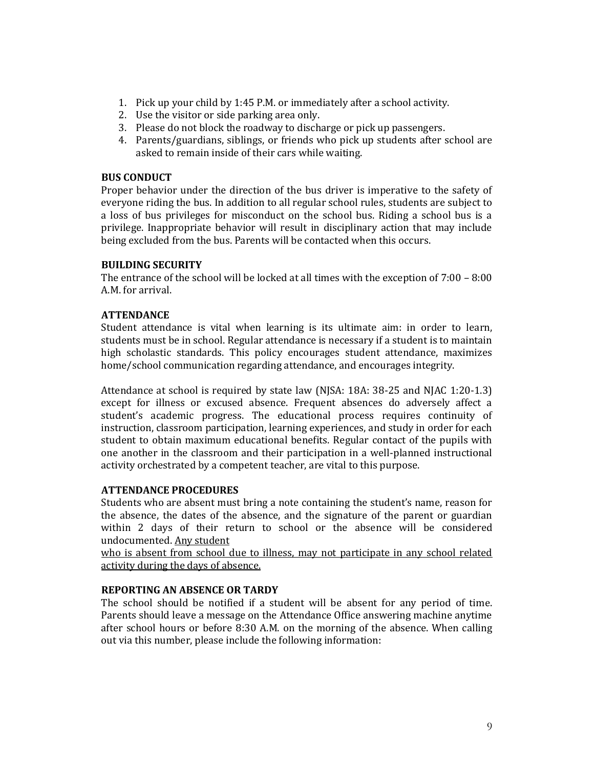1. Pick up your child by 1:45 P.M. or immediately after a school activity.
2. Use the visitor or side parking area only.
3. Please do not block the roadway to discharge or pick up passengers.
4. Parents/guardians, siblings, or friends who pick up students after school are asked to remain inside of their cars while waiting.

**BUS CONDUCT**

Proper behavior under the direction of the bus driver is imperative to the safety of everyone riding the bus. In addition to all regular school rules, students are subject to a loss of bus privileges for misconduct on the school bus. Riding a school bus is a privilege. Inappropriate behavior will result in disciplinary action that may include being excluded from the bus. Parents will be contacted when this occurs.

**BUILDING SECURITY**

The entrance of the school will be locked at all times with the exception of 7:00 – 8:00 A.M. for arrival.

**ATTENDANCE**

Student attendance is vital when learning is its ultimate aim: in order to learn, students must be in school. Regular attendance is necessary if a student is to maintain high scholastic standards. This policy encourages student attendance, maximizes home/school communication regarding attendance, and encourages integrity.

Attendance at school is required by state law (NJSA: 18A: 38-25 and NJAC 1:20-1.3) except for illness or excused absence. Frequent absences do adversely affect a student's academic progress. The educational process requires continuity of instruction, classroom participation, learning experiences, and study in order for each student to obtain maximum educational benefits. Regular contact of the pupils with one another in the classroom and their participation in a well-planned instructional activity orchestrated by a competent teacher, are vital to this purpose.

**ATTENDANCE PROCEDURES**

Students who are absent must bring a note containing the student's name, reason for the absence, the dates of the absence, and the signature of the parent or guardian within 2 days of their return to school or the absence will be considered undocumented. <u>Any student who is absent from school due to illness, may not participate in any school related activity during the days of absence.</u>

**REPORTING AN ABSENCE OR TARDY**

The school should be notified if a student will be absent for any period of time. Parents should leave a message on the Attendance Office answering machine anytime after school hours or before 8:30 A.M. on the morning of the absence. When calling out via this number, please include the following information: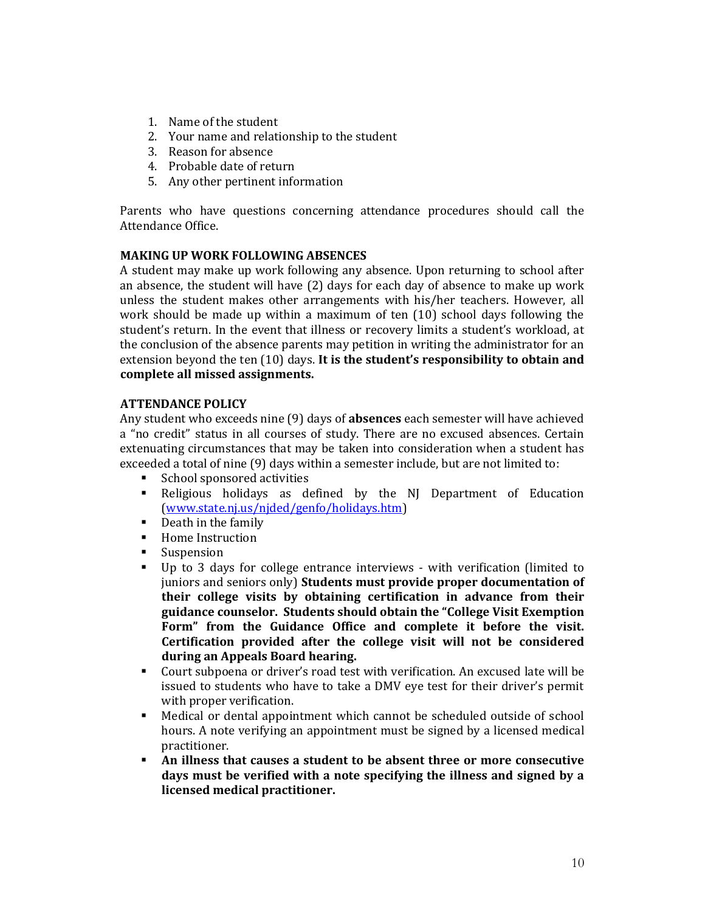1. Name of the student
2. Your name and relationship to the student
3. Reason for absence
4. Probable date of return
5. Any other pertinent information

Parents who have questions concerning attendance procedures should call the Attendance Office.

**MAKING UP WORK FOLLOWING ABSENCES**

A student may make up work following any absence. Upon returning to school after an absence, the student will have (2) days for each day of absence to make up work unless the student makes other arrangements with his/her teachers. However, all work should be made up within a maximum of ten (10) school days following the student's return. In the event that illness or recovery limits a student's workload, at the conclusion of the absence parents may petition in writing the administrator for an extension beyond the ten (10) days. **It is the student's responsibility to obtain and complete all missed assignments.**

**ATTENDANCE POLICY**

Any student who exceeds nine (9) days of **absences** each semester will have achieved a "no credit" status in all courses of study. There are no excused absences. Certain extenuating circumstances that may be taken into consideration when a student has exceeded a total of nine (9) days within a semester include, but are not limited to:

- School sponsored activities
- Religious holidays as defined by the NJ Department of Education ([www.state.nj.us/njded/genfo/holidays.htm](www.state.nj.us/njded/genfo/holidays.htm))
- Death in the family
- Home Instruction
- Suspension
- Up to 3 days for college entrance interviews - with verification (limited to juniors and seniors only) **Students must provide proper documentation of their college visits by obtaining certification in advance from their guidance counselor. Students should obtain the "College Visit Exemption Form" from the Guidance Office and complete it before the visit. Certification provided after the college visit will not be considered during an Appeals Board hearing.**
- Court subpoena or driver's road test with verification. An excused late will be issued to students who have to take a DMV eye test for their driver's permit with proper verification.
- Medical or dental appointment which cannot be scheduled outside of school hours. A note verifying an appointment must be signed by a licensed medical practitioner.
- **An illness that causes a student to be absent three or more consecutive days must be verified with a note specifying the illness and signed by a licensed medical practitioner.**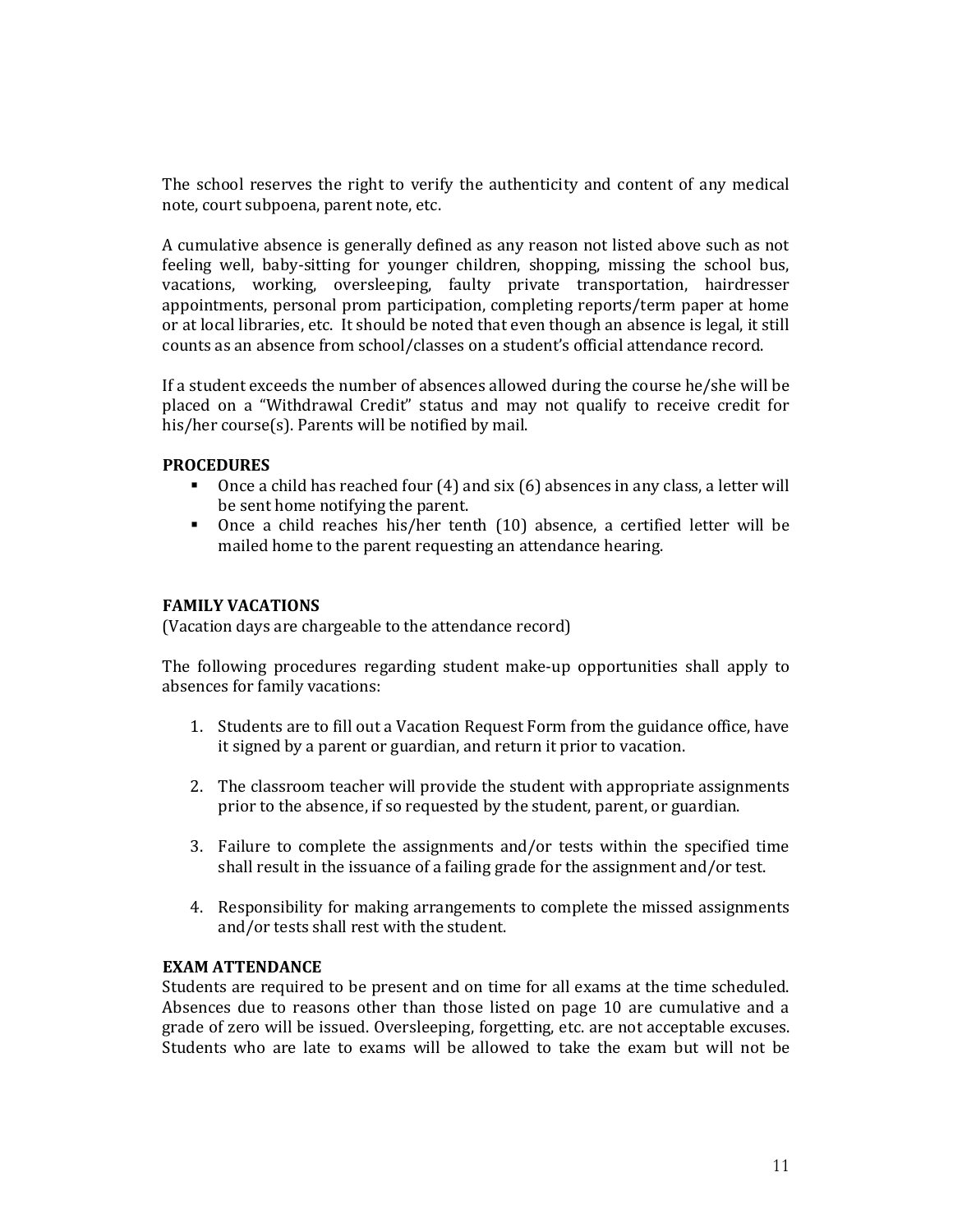The school reserves the right to verify the authenticity and content of any medical note, court subpoena, parent note, etc.

A cumulative absence is generally defined as any reason not listed above such as not feeling well, baby-sitting for younger children, shopping, missing the school bus, vacations, working, oversleeping, faulty private transportation, hairdresser appointments, personal prom participation, completing reports/term paper at home or at local libraries, etc. It should be noted that even though an absence is legal, it still counts as an absence from school/classes on a student's official attendance record.

If a student exceeds the number of absences allowed during the course he/she will be placed on a "Withdrawal Credit" status and may not qualify to receive credit for his/her course(s). Parents will be notified by mail.

**PROCEDURES**

- Once a child has reached four (4) and six (6) absences in any class, a letter will be sent home notifying the parent.
- Once a child reaches his/her tenth (10) absence, a certified letter will be mailed home to the parent requesting an attendance hearing.

**FAMILY VACATIONS**

(Vacation days are chargeable to the attendance record)

The following procedures regarding student make-up opportunities shall apply to absences for family vacations:

1. Students are to fill out a Vacation Request Form from the guidance office, have it signed by a parent or guardian, and return it prior to vacation.

2. The classroom teacher will provide the student with appropriate assignments prior to the absence, if so requested by the student, parent, or guardian.

3. Failure to complete the assignments and/or tests within the specified time shall result in the issuance of a failing grade for the assignment and/or test.

4. Responsibility for making arrangements to complete the missed assignments and/or tests shall rest with the student.

**EXAM ATTENDANCE**

Students are required to be present and on time for all exams at the time scheduled. Absences due to reasons other than those listed on page 10 are cumulative and a grade of zero will be issued. Oversleeping, forgetting, etc. are not acceptable excuses. Students who are late to exams will be allowed to take the exam but will not be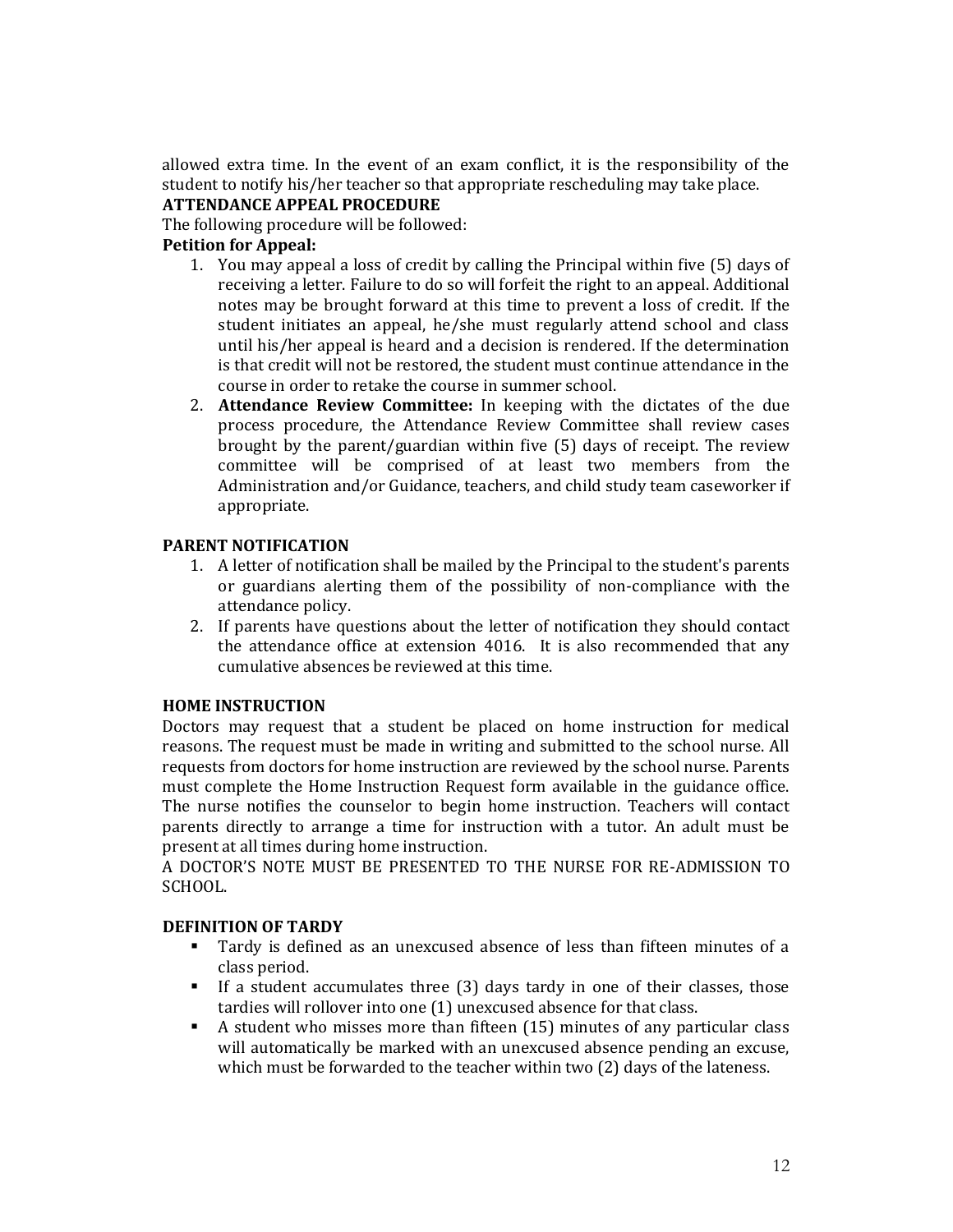allowed extra time. In the event of an exam conflict, it is the responsibility of the student to notify his/her teacher so that appropriate rescheduling may take place.

**ATTENDANCE APPEAL PROCEDURE**

The following procedure will be followed:

**Petition for Appeal:**

1. You may appeal a loss of credit by calling the Principal within five (5) days of receiving a letter. Failure to do so will forfeit the right to an appeal. Additional notes may be brought forward at this time to prevent a loss of credit. If the student initiates an appeal, he/she must regularly attend school and class until his/her appeal is heard and a decision is rendered. If the determination is that credit will not be restored, the student must continue attendance in the course in order to retake the course in summer school.
2. **Attendance Review Committee:** In keeping with the dictates of the due process procedure, the Attendance Review Committee shall review cases brought by the parent/guardian within five (5) days of receipt. The review committee will be comprised of at least two members from the Administration and/or Guidance, teachers, and child study team caseworker if appropriate.

**PARENT NOTIFICATION**

1. A letter of notification shall be mailed by the Principal to the student's parents or guardians alerting them of the possibility of non-compliance with the attendance policy.
2. If parents have questions about the letter of notification they should contact the attendance office at extension 4016. It is also recommended that any cumulative absences be reviewed at this time.

**HOME INSTRUCTION**

Doctors may request that a student be placed on home instruction for medical reasons. The request must be made in writing and submitted to the school nurse. All requests from doctors for home instruction are reviewed by the school nurse. Parents must complete the Home Instruction Request form available in the guidance office. The nurse notifies the counselor to begin home instruction. Teachers will contact parents directly to arrange a time for instruction with a tutor. An adult must be present at all times during home instruction.

A DOCTOR'S NOTE MUST BE PRESENTED TO THE NURSE FOR RE-ADMISSION TO SCHOOL.

**DEFINITION OF TARDY**

- Tardy is defined as an unexcused absence of less than fifteen minutes of a class period.
- If a student accumulates three (3) days tardy in one of their classes, those tardies will rollover into one (1) unexcused absence for that class.
- A student who misses more than fifteen (15) minutes of any particular class will automatically be marked with an unexcused absence pending an excuse, which must be forwarded to the teacher within two (2) days of the lateness.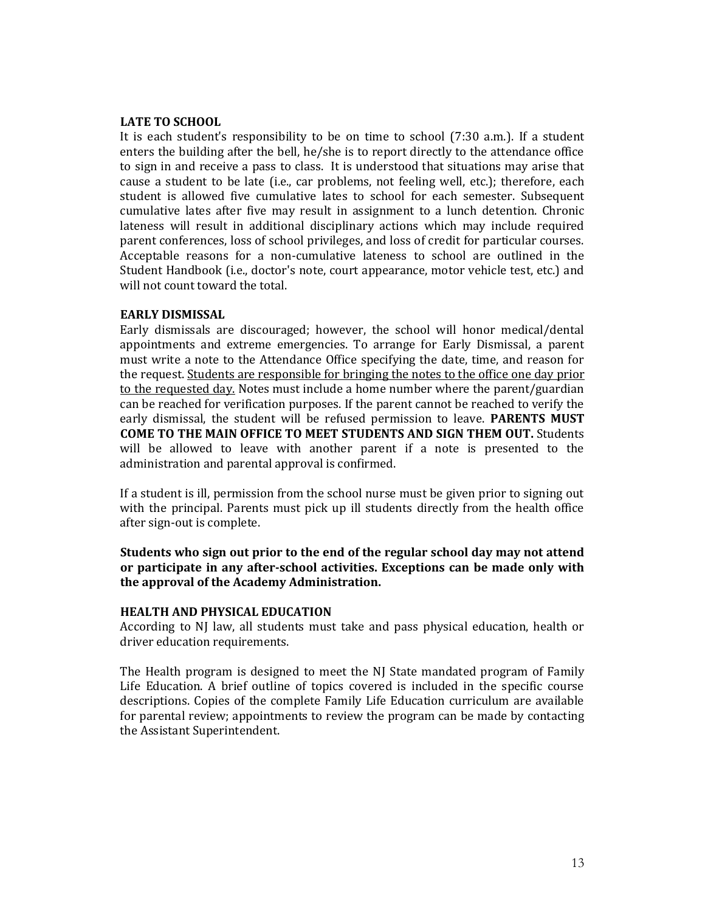### LATE TO SCHOOL

It is each student's responsibility to be on time to school (7:30 a.m.). If a student enters the building after the bell, he/she is to report directly to the attendance office to sign in and receive a pass to class. It is understood that situations may arise that cause a student to be late (i.e., car problems, not feeling well, etc.); therefore, each student is allowed five cumulative lates to school for each semester. Subsequent cumulative lates after five may result in assignment to a lunch detention. Chronic lateness will result in additional disciplinary actions which may include required parent conferences, loss of school privileges, and loss of credit for particular courses. Acceptable reasons for a non-cumulative lateness to school are outlined in the Student Handbook (i.e., doctor's note, court appearance, motor vehicle test, etc.) and will not count toward the total.

### EARLY DISMISSAL

Early dismissals are discouraged; however, the school will honor medical/dental appointments and extreme emergencies. To arrange for Early Dismissal, a parent must write a note to the Attendance Office specifying the date, time, and reason for the request. <u>Students are responsible for bringing the notes to the office one day prior to the requested day.</u> Notes must include a home number where the parent/guardian can be reached for verification purposes. If the parent cannot be reached to verify the early dismissal, the student will be refused permission to leave. **PARENTS MUST COME TO THE MAIN OFFICE TO MEET STUDENTS AND SIGN THEM OUT.** Students will be allowed to leave with another parent if a note is presented to the administration and parental approval is confirmed.

If a student is ill, permission from the school nurse must be given prior to signing out with the principal. Parents must pick up ill students directly from the health office after sign-out is complete.

**Students who sign out prior to the end of the regular school day may not attend or participate in any after-school activities. Exceptions can be made only with the approval of the Academy Administration.**

### HEALTH AND PHYSICAL EDUCATION

According to NJ law, all students must take and pass physical education, health or driver education requirements.

The Health program is designed to meet the NJ State mandated program of Family Life Education. A brief outline of topics covered is included in the specific course descriptions. Copies of the complete Family Life Education curriculum are available for parental review; appointments to review the program can be made by contacting the Assistant Superintendent.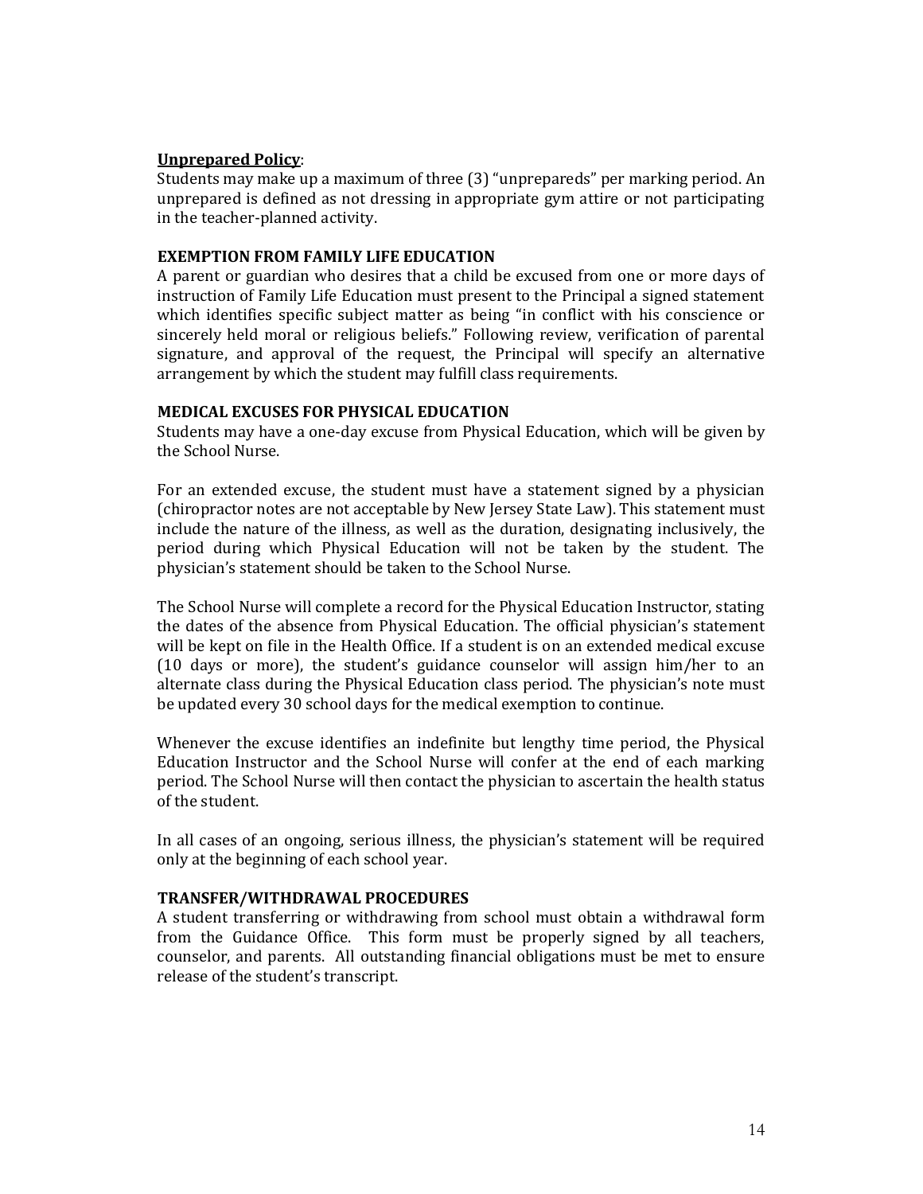**Unprepared Policy**:
Students may make up a maximum of three (3) "unprepareds" per marking period. An unprepared is defined as not dressing in appropriate gym attire or not participating in the teacher-planned activity.

### EXEMPTION FROM FAMILY LIFE EDUCATION

A parent or guardian who desires that a child be excused from one or more days of instruction of Family Life Education must present to the Principal a signed statement which identifies specific subject matter as being "in conflict with his conscience or sincerely held moral or religious beliefs." Following review, verification of parental signature, and approval of the request, the Principal will specify an alternative arrangement by which the student may fulfill class requirements.

### MEDICAL EXCUSES FOR PHYSICAL EDUCATION

Students may have a one-day excuse from Physical Education, which will be given by the School Nurse.

For an extended excuse, the student must have a statement signed by a physician (chiropractor notes are not acceptable by New Jersey State Law). This statement must include the nature of the illness, as well as the duration, designating inclusively, the period during which Physical Education will not be taken by the student. The physician's statement should be taken to the School Nurse.

The School Nurse will complete a record for the Physical Education Instructor, stating the dates of the absence from Physical Education. The official physician's statement will be kept on file in the Health Office. If a student is on an extended medical excuse (10 days or more), the student's guidance counselor will assign him/her to an alternate class during the Physical Education class period. The physician's note must be updated every 30 school days for the medical exemption to continue.

Whenever the excuse identifies an indefinite but lengthy time period, the Physical Education Instructor and the School Nurse will confer at the end of each marking period. The School Nurse will then contact the physician to ascertain the health status of the student.

In all cases of an ongoing, serious illness, the physician's statement will be required only at the beginning of each school year.

### TRANSFER/WITHDRAWAL PROCEDURES

A student transferring or withdrawing from school must obtain a withdrawal form from the Guidance Office. This form must be properly signed by all teachers, counselor, and parents. All outstanding financial obligations must be met to ensure release of the student's transcript.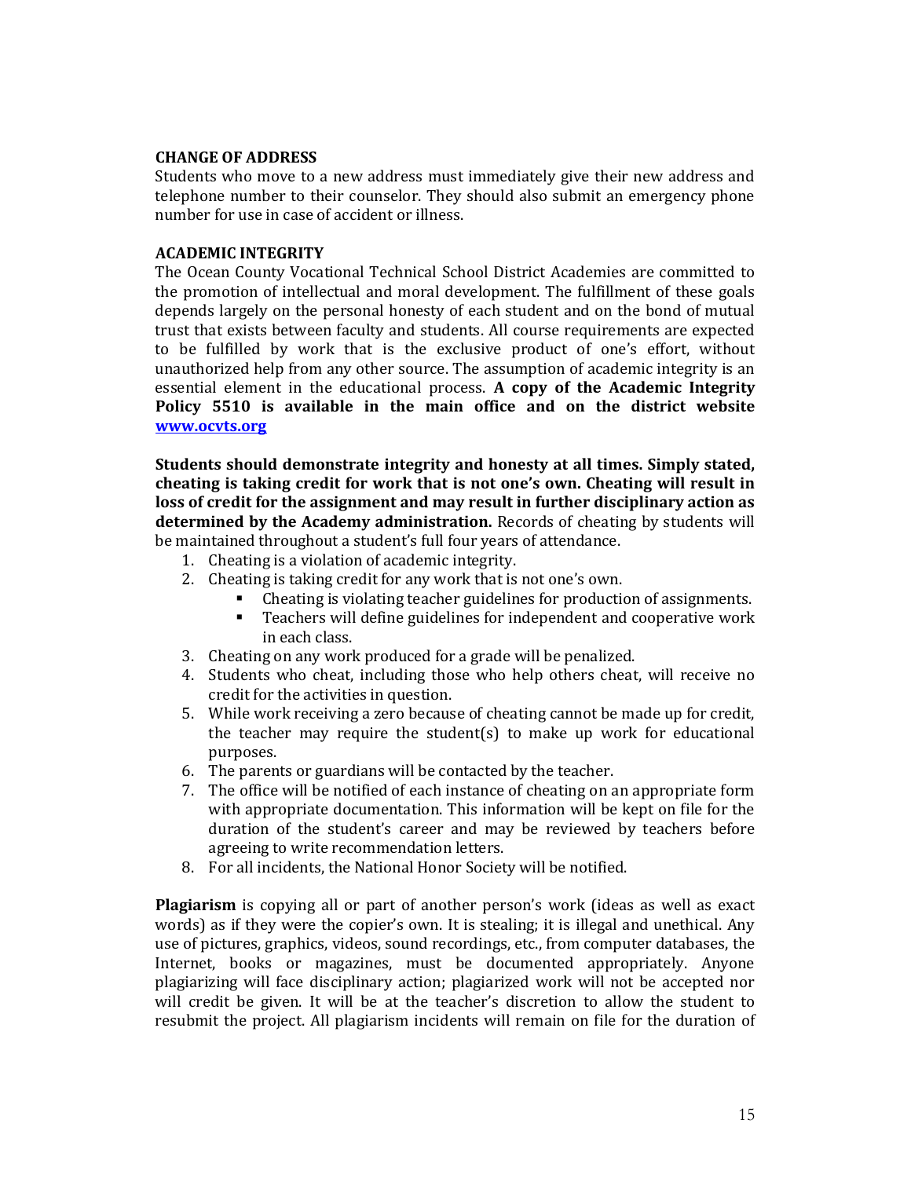**CHANGE OF ADDRESS**

Students who move to a new address must immediately give their new address and telephone number to their counselor. They should also submit an emergency phone number for use in case of accident or illness.

**ACADEMIC INTEGRITY**

The Ocean County Vocational Technical School District Academies are committed to the promotion of intellectual and moral development. The fulfillment of these goals depends largely on the personal honesty of each student and on the bond of mutual trust that exists between faculty and students. All course requirements are expected to be fulfilled by work that is the exclusive product of one's effort, without unauthorized help from any other source. The assumption of academic integrity is an essential element in the educational process. **A copy of the Academic Integrity Policy 5510 is available in the main office and on the district website [www.ocvts.org](http://www.ocvts.org)**

**Students should demonstrate integrity and honesty at all times. Simply stated, cheating is taking credit for work that is not one's own. Cheating will result in loss of credit for the assignment and may result in further disciplinary action as determined by the Academy administration.** Records of cheating by students will be maintained throughout a student's full four years of attendance.

1. Cheating is a violation of academic integrity.
2. Cheating is taking credit for any work that is not one's own.
   - Cheating is violating teacher guidelines for production of assignments.
   - Teachers will define guidelines for independent and cooperative work in each class.
3. Cheating on any work produced for a grade will be penalized.
4. Students who cheat, including those who help others cheat, will receive no credit for the activities in question.
5. While work receiving a zero because of cheating cannot be made up for credit, the teacher may require the student(s) to make up work for educational purposes.
6. The parents or guardians will be contacted by the teacher.
7. The office will be notified of each instance of cheating on an appropriate form with appropriate documentation. This information will be kept on file for the duration of the student's career and may be reviewed by teachers before agreeing to write recommendation letters.
8. For all incidents, the National Honor Society will be notified.

**Plagiarism** is copying all or part of another person's work (ideas as well as exact words) as if they were the copier's own. It is stealing; it is illegal and unethical. Any use of pictures, graphics, videos, sound recordings, etc., from computer databases, the Internet, books or magazines, must be documented appropriately. Anyone plagiarizing will face disciplinary action; plagiarized work will not be accepted nor will credit be given. It will be at the teacher's discretion to allow the student to resubmit the project. All plagiarism incidents will remain on file for the duration of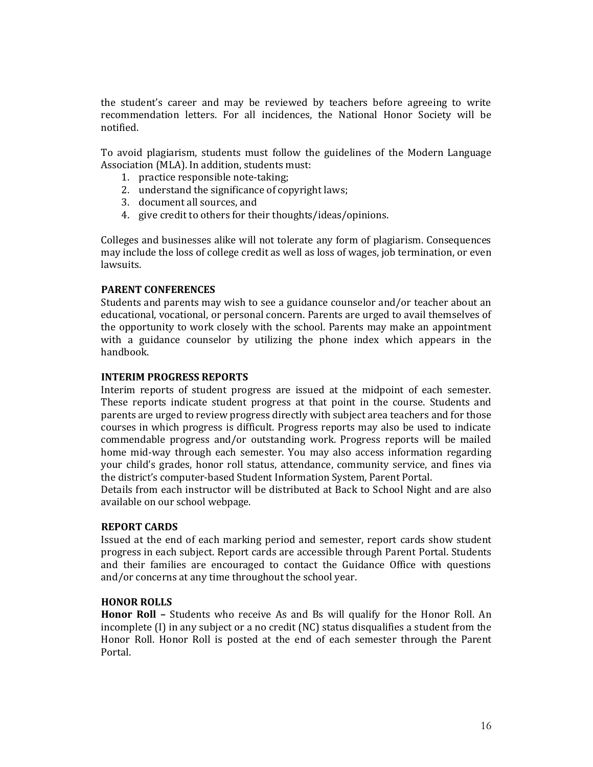the student's career and may be reviewed by teachers before agreeing to write recommendation letters. For all incidences, the National Honor Society will be notified.

To avoid plagiarism, students must follow the guidelines of the Modern Language Association (MLA). In addition, students must:

1. practice responsible note-taking;
2. understand the significance of copyright laws;
3. document all sources, and
4. give credit to others for their thoughts/ideas/opinions.

Colleges and businesses alike will not tolerate any form of plagiarism. Consequences may include the loss of college credit as well as loss of wages, job termination, or even lawsuits.

### PARENT CONFERENCES

Students and parents may wish to see a guidance counselor and/or teacher about an educational, vocational, or personal concern. Parents are urged to avail themselves of the opportunity to work closely with the school. Parents may make an appointment with a guidance counselor by utilizing the phone index which appears in the handbook.

### INTERIM PROGRESS REPORTS

Interim reports of student progress are issued at the midpoint of each semester. These reports indicate student progress at that point in the course. Students and parents are urged to review progress directly with subject area teachers and for those courses in which progress is difficult. Progress reports may also be used to indicate commendable progress and/or outstanding work. Progress reports will be mailed home mid-way through each semester. You may also access information regarding your child's grades, honor roll status, attendance, community service, and fines via the district's computer-based Student Information System, Parent Portal.
Details from each instructor will be distributed at Back to School Night and are also available on our school webpage.

### REPORT CARDS

Issued at the end of each marking period and semester, report cards show student progress in each subject. Report cards are accessible through Parent Portal. Students and their families are encouraged to contact the Guidance Office with questions and/or concerns at any time throughout the school year.

### HONOR ROLLS

**Honor Roll –** Students who receive As and Bs will qualify for the Honor Roll. An incomplete (I) in any subject or a no credit (NC) status disqualifies a student from the Honor Roll. Honor Roll is posted at the end of each semester through the Parent Portal.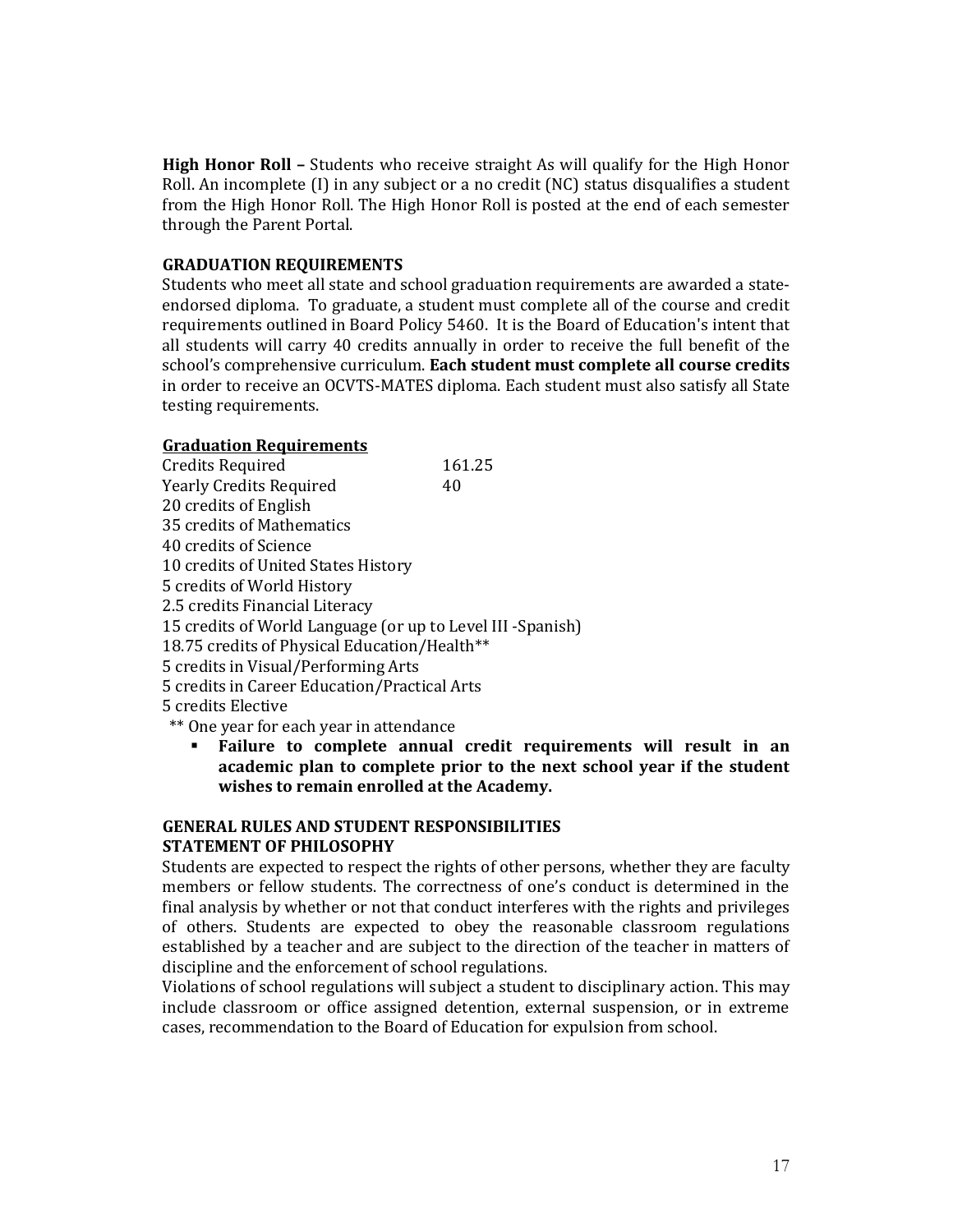**High Honor Roll –** Students who receive straight As will qualify for the High Honor Roll. An incomplete (I) in any subject or a no credit (NC) status disqualifies a student from the High Honor Roll. The High Honor Roll is posted at the end of each semester through the Parent Portal.

## GRADUATION REQUIREMENTS

Students who meet all state and school graduation requirements are awarded a state-endorsed diploma. To graduate, a student must complete all of the course and credit requirements outlined in Board Policy 5460. It is the Board of Education's intent that all students will carry 40 credits annually in order to receive the full benefit of the school's comprehensive curriculum. **Each student must complete all course credits** in order to receive an OCVTS-MATES diploma. Each student must also satisfy all State testing requirements.

### Graduation Requirements

Credits Required 161.25
Yearly Credits Required 40
20 credits of English
35 credits of Mathematics
40 credits of Science
10 credits of United States History
5 credits of World History
2.5 credits Financial Literacy
15 credits of World Language (or up to Level III -Spanish)
18.75 credits of Physical Education/Health**
5 credits in Visual/Performing Arts
5 credits in Career Education/Practical Arts
5 credits Elective
** One year for each year in attendance

- **Failure to complete annual credit requirements will result in an academic plan to complete prior to the next school year if the student wishes to remain enrolled at the Academy.**

## GENERAL RULES AND STUDENT RESPONSIBILITIES

## STATEMENT OF PHILOSOPHY

Students are expected to respect the rights of other persons, whether they are faculty members or fellow students. The correctness of one's conduct is determined in the final analysis by whether or not that conduct interferes with the rights and privileges of others. Students are expected to obey the reasonable classroom regulations established by a teacher and are subject to the direction of the teacher in matters of discipline and the enforcement of school regulations.

Violations of school regulations will subject a student to disciplinary action. This may include classroom or office assigned detention, external suspension, or in extreme cases, recommendation to the Board of Education for expulsion from school.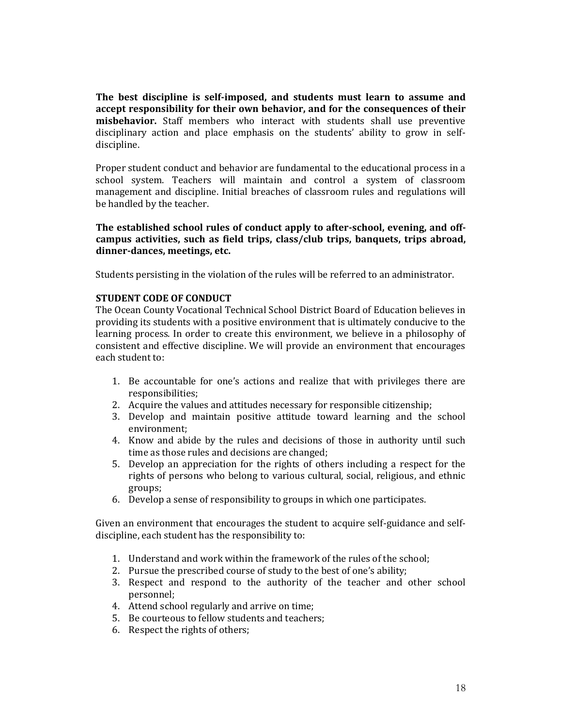**The best discipline is self-imposed, and students must learn to assume and accept responsibility for their own behavior, and for the consequences of their misbehavior.** Staff members who interact with students shall use preventive disciplinary action and place emphasis on the students' ability to grow in self-discipline.

Proper student conduct and behavior are fundamental to the educational process in a school system. Teachers will maintain and control a system of classroom management and discipline. Initial breaches of classroom rules and regulations will be handled by the teacher.

**The established school rules of conduct apply to after-school, evening, and off-campus activities, such as field trips, class/club trips, banquets, trips abroad, dinner-dances, meetings, etc.**

Students persisting in the violation of the rules will be referred to an administrator.

**STUDENT CODE OF CONDUCT**

The Ocean County Vocational Technical School District Board of Education believes in providing its students with a positive environment that is ultimately conducive to the learning process. In order to create this environment, we believe in a philosophy of consistent and effective discipline. We will provide an environment that encourages each student to:

1. Be accountable for one's actions and realize that with privileges there are responsibilities;
2. Acquire the values and attitudes necessary for responsible citizenship;
3. Develop and maintain positive attitude toward learning and the school environment;
4. Know and abide by the rules and decisions of those in authority until such time as those rules and decisions are changed;
5. Develop an appreciation for the rights of others including a respect for the rights of persons who belong to various cultural, social, religious, and ethnic groups;
6. Develop a sense of responsibility to groups in which one participates.

Given an environment that encourages the student to acquire self-guidance and self-discipline, each student has the responsibility to:

1. Understand and work within the framework of the rules of the school;
2. Pursue the prescribed course of study to the best of one's ability;
3. Respect and respond to the authority of the teacher and other school personnel;
4. Attend school regularly and arrive on time;
5. Be courteous to fellow students and teachers;
6. Respect the rights of others;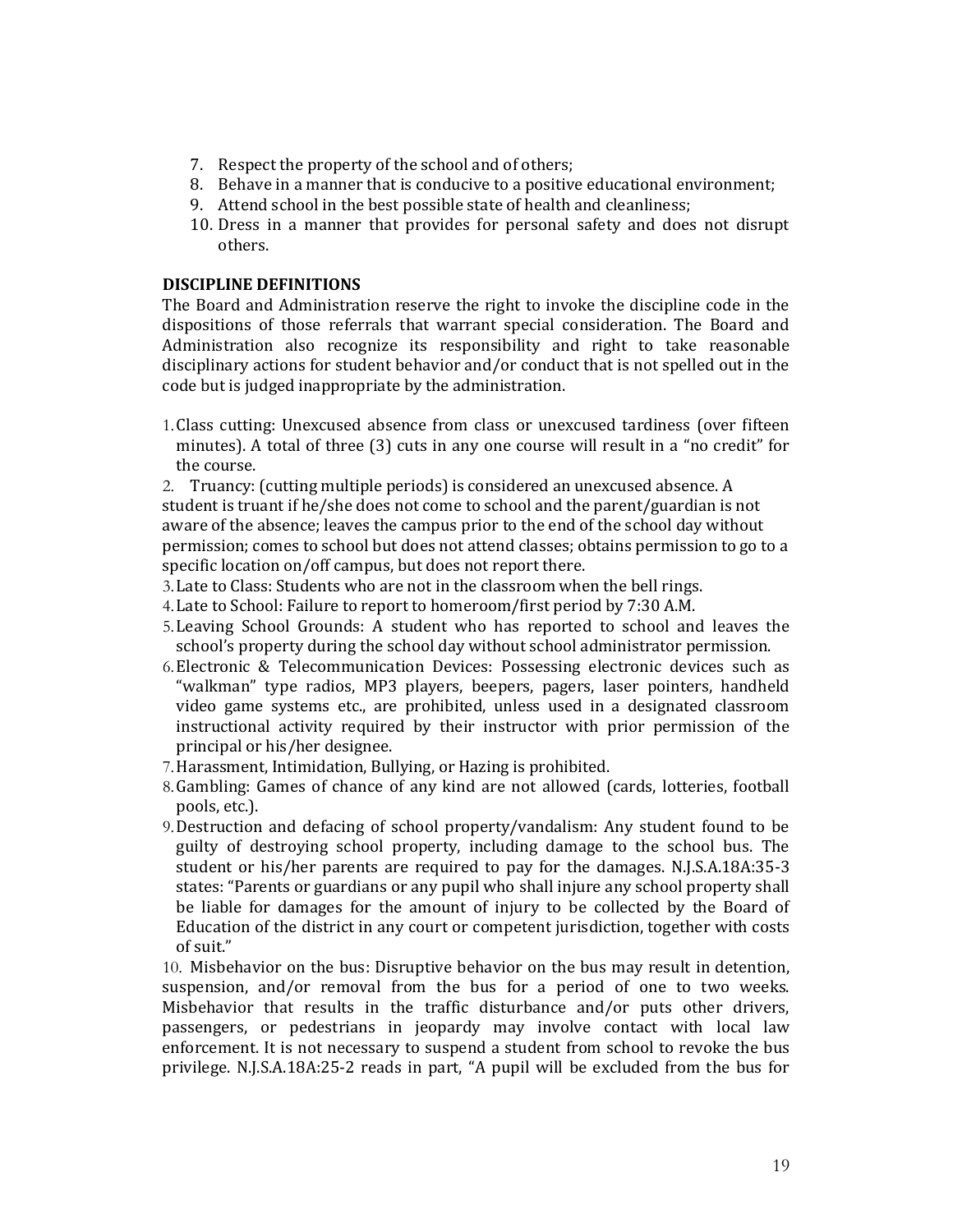7. Respect the property of the school and of others;
8. Behave in a manner that is conducive to a positive educational environment;
9. Attend school in the best possible state of health and cleanliness;
10. Dress in a manner that provides for personal safety and does not disrupt others.

**DISCIPLINE DEFINITIONS**

The Board and Administration reserve the right to invoke the discipline code in the dispositions of those referrals that warrant special consideration. The Board and Administration also recognize its responsibility and right to take reasonable disciplinary actions for student behavior and/or conduct that is not spelled out in the code but is judged inappropriate by the administration.

1. Class cutting: Unexcused absence from class or unexcused tardiness (over fifteen minutes). A total of three (3) cuts in any one course will result in a "no credit" for the course.
2. Truancy: (cutting multiple periods) is considered an unexcused absence. A student is truant if he/she does not come to school and the parent/guardian is not aware of the absence; leaves the campus prior to the end of the school day without permission; comes to school but does not attend classes; obtains permission to go to a specific location on/off campus, but does not report there.
3. Late to Class: Students who are not in the classroom when the bell rings.
4. Late to School: Failure to report to homeroom/first period by 7:30 A.M.
5. Leaving School Grounds: A student who has reported to school and leaves the school's property during the school day without school administrator permission.
6. Electronic & Telecommunication Devices: Possessing electronic devices such as "walkman" type radios, MP3 players, beepers, pagers, laser pointers, handheld video game systems etc., are prohibited, unless used in a designated classroom instructional activity required by their instructor with prior permission of the principal or his/her designee.
7. Harassment, Intimidation, Bullying, or Hazing is prohibited.
8. Gambling: Games of chance of any kind are not allowed (cards, lotteries, football pools, etc.).
9. Destruction and defacing of school property/vandalism: Any student found to be guilty of destroying school property, including damage to the school bus. The student or his/her parents are required to pay for the damages. N.J.S.A.18A:35-3 states: "Parents or guardians or any pupil who shall injure any school property shall be liable for damages for the amount of injury to be collected by the Board of Education of the district in any court or competent jurisdiction, together with costs of suit."
10. Misbehavior on the bus: Disruptive behavior on the bus may result in detention, suspension, and/or removal from the bus for a period of one to two weeks. Misbehavior that results in the traffic disturbance and/or puts other drivers, passengers, or pedestrians in jeopardy may involve contact with local law enforcement. It is not necessary to suspend a student from school to revoke the bus privilege. N.J.S.A.18A:25-2 reads in part, "A pupil will be excluded from the bus for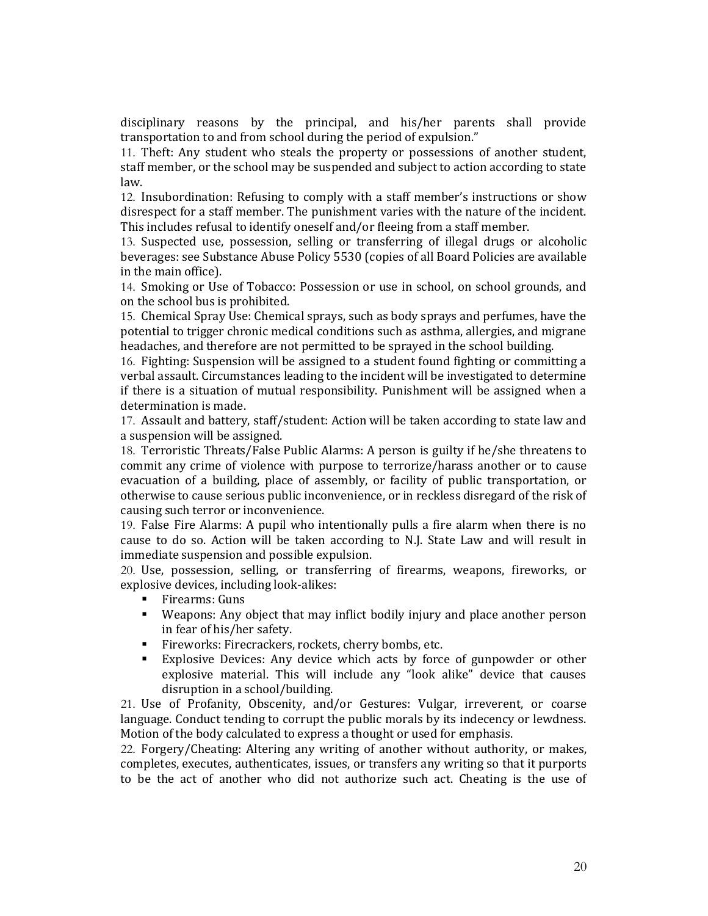disciplinary reasons by the principal, and his/her parents shall provide transportation to and from school during the period of expulsion."

11. Theft: Any student who steals the property or possessions of another student, staff member, or the school may be suspended and subject to action according to state law.
12. Insubordination: Refusing to comply with a staff member's instructions or show disrespect for a staff member. The punishment varies with the nature of the incident. This includes refusal to identify oneself and/or fleeing from a staff member.
13. Suspected use, possession, selling or transferring of illegal drugs or alcoholic beverages: see Substance Abuse Policy 5530 (copies of all Board Policies are available in the main office).
14. Smoking or Use of Tobacco: Possession or use in school, on school grounds, and on the school bus is prohibited.
15. Chemical Spray Use: Chemical sprays, such as body sprays and perfumes, have the potential to trigger chronic medical conditions such as asthma, allergies, and migrane headaches, and therefore are not permitted to be sprayed in the school building.
16. Fighting: Suspension will be assigned to a student found fighting or committing a verbal assault. Circumstances leading to the incident will be investigated to determine if there is a situation of mutual responsibility. Punishment will be assigned when a determination is made.
17. Assault and battery, staff/student: Action will be taken according to state law and a suspension will be assigned.
18. Terroristic Threats/False Public Alarms: A person is guilty if he/she threatens to commit any crime of violence with purpose to terrorize/harass another or to cause evacuation of a building, place of assembly, or facility of public transportation, or otherwise to cause serious public inconvenience, or in reckless disregard of the risk of causing such terror or inconvenience.
19. False Fire Alarms: A pupil who intentionally pulls a fire alarm when there is no cause to do so. Action will be taken according to N.J. State Law and will result in immediate suspension and possible expulsion.
20. Use, possession, selling, or transferring of firearms, weapons, fireworks, or explosive devices, including look-alikes:
    - Firearms: Guns
    - Weapons: Any object that may inflict bodily injury and place another person in fear of his/her safety.
    - Fireworks: Firecrackers, rockets, cherry bombs, etc.
    - Explosive Devices: Any device which acts by force of gunpowder or other explosive material. This will include any "look alike" device that causes disruption in a school/building.
21. Use of Profanity, Obscenity, and/or Gestures: Vulgar, irreverent, or coarse language. Conduct tending to corrupt the public morals by its indecency or lewdness. Motion of the body calculated to express a thought or used for emphasis.
22. Forgery/Cheating: Altering any writing of another without authority, or makes, completes, executes, authenticates, issues, or transfers any writing so that it purports to be the act of another who did not authorize such act. Cheating is the use of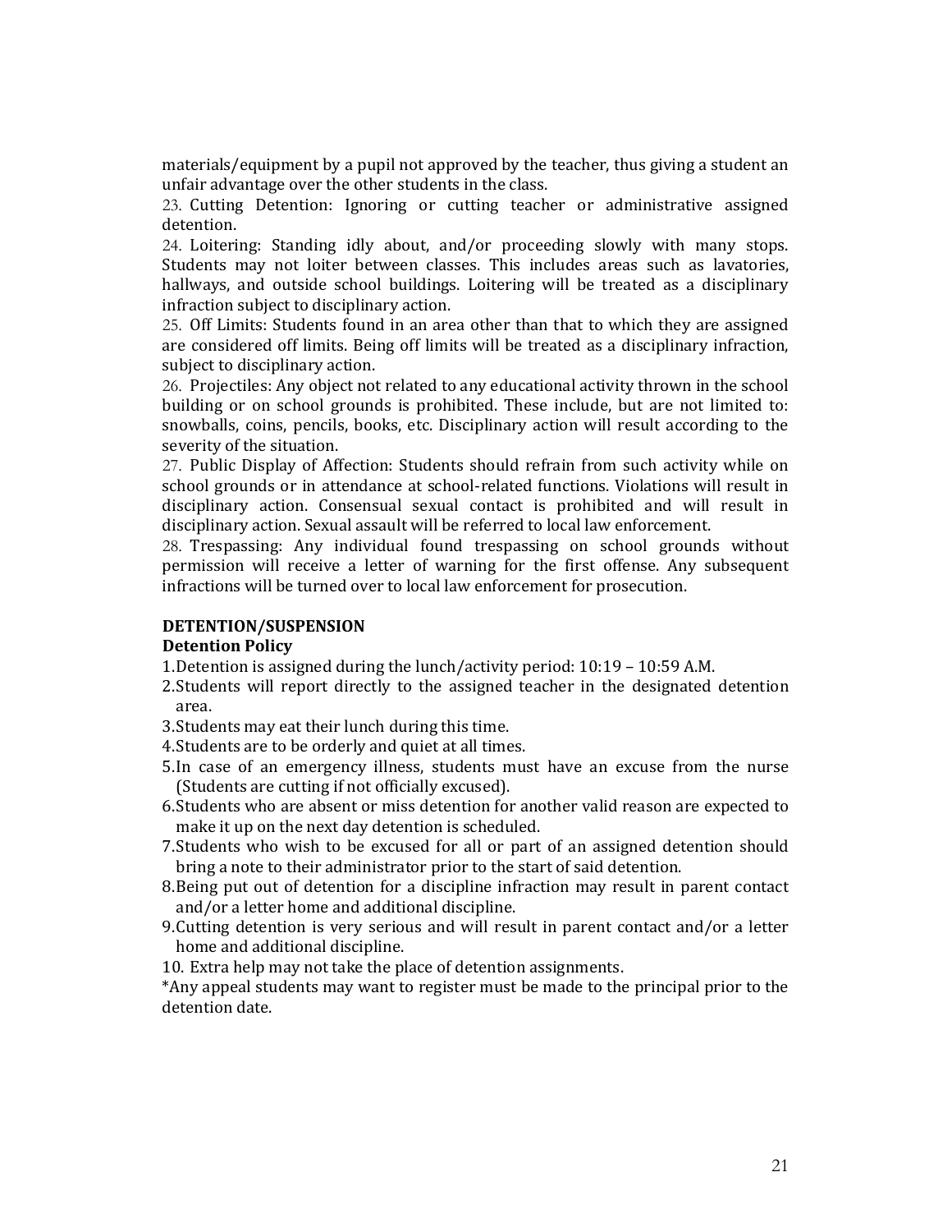materials/equipment by a pupil not approved by the teacher, thus giving a student an unfair advantage over the other students in the class.

23. Cutting Detention: Ignoring or cutting teacher or administrative assigned detention.

24. Loitering: Standing idly about, and/or proceeding slowly with many stops. Students may not loiter between classes. This includes areas such as lavatories, hallways, and outside school buildings. Loitering will be treated as a disciplinary infraction subject to disciplinary action.

25. Off Limits: Students found in an area other than that to which they are assigned are considered off limits. Being off limits will be treated as a disciplinary infraction, subject to disciplinary action.

26. Projectiles: Any object not related to any educational activity thrown in the school building or on school grounds is prohibited. These include, but are not limited to: snowballs, coins, pencils, books, etc. Disciplinary action will result according to the severity of the situation.

27. Public Display of Affection: Students should refrain from such activity while on school grounds or in attendance at school-related functions. Violations will result in disciplinary action. Consensual sexual contact is prohibited and will result in disciplinary action. Sexual assault will be referred to local law enforcement.

28. Trespassing: Any individual found trespassing on school grounds without permission will receive a letter of warning for the first offense. Any subsequent infractions will be turned over to local law enforcement for prosecution.

## DETENTION/SUSPENSION

### Detention Policy

1. Detention is assigned during the lunch/activity period: 10:19 – 10:59 A.M.
2. Students will report directly to the assigned teacher in the designated detention area.
3. Students may eat their lunch during this time.
4. Students are to be orderly and quiet at all times.
5. In case of an emergency illness, students must have an excuse from the nurse (Students are cutting if not officially excused).
6. Students who are absent or miss detention for another valid reason are expected to make it up on the next day detention is scheduled.
7. Students who wish to be excused for all or part of an assigned detention should bring a note to their administrator prior to the start of said detention.
8. Being put out of detention for a discipline infraction may result in parent contact and/or a letter home and additional discipline.
9. Cutting detention is very serious and will result in parent contact and/or a letter home and additional discipline.
10. Extra help may not take the place of detention assignments.

*Any appeal students may want to register must be made to the principal prior to the detention date.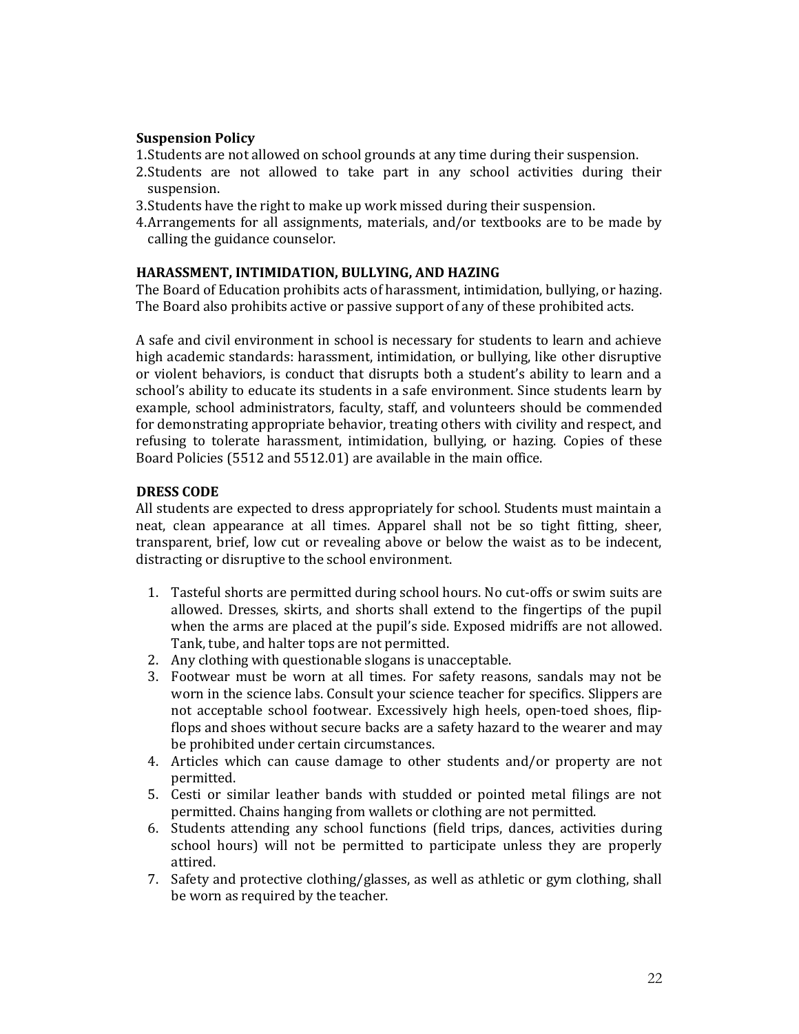**Suspension Policy**

1. Students are not allowed on school grounds at any time during their suspension.
2. Students are not allowed to take part in any school activities during their suspension.
3. Students have the right to make up work missed during their suspension.
4. Arrangements for all assignments, materials, and/or textbooks are to be made by calling the guidance counselor.

**HARASSMENT, INTIMIDATION, BULLYING, AND HAZING**

The Board of Education prohibits acts of harassment, intimidation, bullying, or hazing. The Board also prohibits active or passive support of any of these prohibited acts.

A safe and civil environment in school is necessary for students to learn and achieve high academic standards: harassment, intimidation, or bullying, like other disruptive or violent behaviors, is conduct that disrupts both a student's ability to learn and a school's ability to educate its students in a safe environment. Since students learn by example, school administrators, faculty, staff, and volunteers should be commended for demonstrating appropriate behavior, treating others with civility and respect, and refusing to tolerate harassment, intimidation, bullying, or hazing. Copies of these Board Policies (5512 and 5512.01) are available in the main office.

**DRESS CODE**

All students are expected to dress appropriately for school. Students must maintain a neat, clean appearance at all times. Apparel shall not be so tight fitting, sheer, transparent, brief, low cut or revealing above or below the waist as to be indecent, distracting or disruptive to the school environment.

1. Tasteful shorts are permitted during school hours. No cut-offs or swim suits are allowed. Dresses, skirts, and shorts shall extend to the fingertips of the pupil when the arms are placed at the pupil's side. Exposed midriffs are not allowed. Tank, tube, and halter tops are not permitted.
2. Any clothing with questionable slogans is unacceptable.
3. Footwear must be worn at all times. For safety reasons, sandals may not be worn in the science labs. Consult your science teacher for specifics. Slippers are not acceptable school footwear. Excessively high heels, open-toed shoes, flip-flops and shoes without secure backs are a safety hazard to the wearer and may be prohibited under certain circumstances.
4. Articles which can cause damage to other students and/or property are not permitted.
5. Cesti or similar leather bands with studded or pointed metal filings are not permitted. Chains hanging from wallets or clothing are not permitted.
6. Students attending any school functions (field trips, dances, activities during school hours) will not be permitted to participate unless they are properly attired.
7. Safety and protective clothing/glasses, as well as athletic or gym clothing, shall be worn as required by the teacher.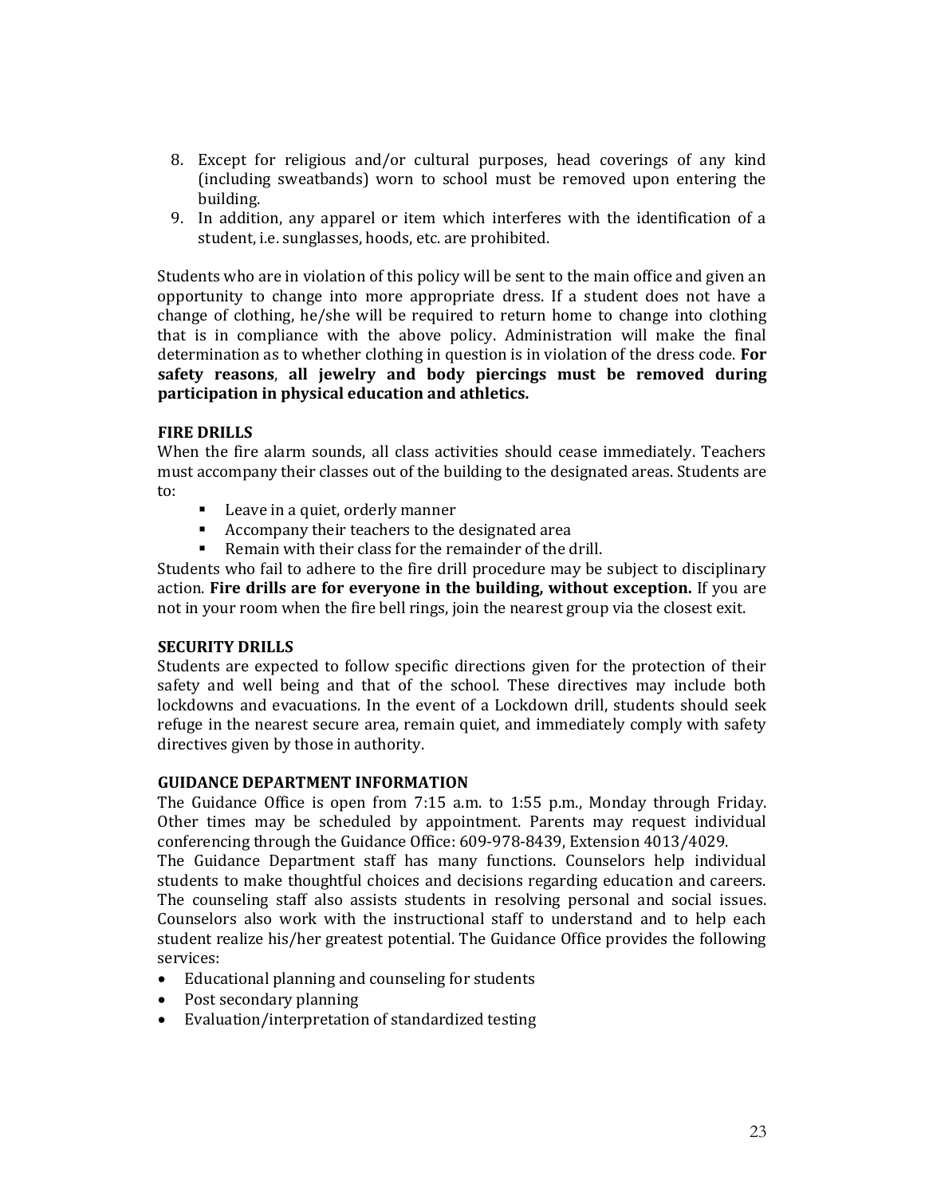8. Except for religious and/or cultural purposes, head coverings of any kind (including sweatbands) worn to school must be removed upon entering the building.
9. In addition, any apparel or item which interferes with the identification of a student, i.e. sunglasses, hoods, etc. are prohibited.

Students who are in violation of this policy will be sent to the main office and given an opportunity to change into more appropriate dress. If a student does not have a change of clothing, he/she will be required to return home to change into clothing that is in compliance with the above policy. Administration will make the final determination as to whether clothing in question is in violation of the dress code. **For safety reasons**, **all jewelry and body piercings must be removed during participation in physical education and athletics.**

**FIRE DRILLS**

When the fire alarm sounds, all class activities should cease immediately. Teachers must accompany their classes out of the building to the designated areas. Students are to:

- Leave in a quiet, orderly manner
- Accompany their teachers to the designated area
- Remain with their class for the remainder of the drill.

Students who fail to adhere to the fire drill procedure may be subject to disciplinary action. **Fire drills are for everyone in the building, without exception.** If you are not in your room when the fire bell rings, join the nearest group via the closest exit.

**SECURITY DRILLS**

Students are expected to follow specific directions given for the protection of their safety and well being and that of the school. These directives may include both lockdowns and evacuations. In the event of a Lockdown drill, students should seek refuge in the nearest secure area, remain quiet, and immediately comply with safety directives given by those in authority.

**GUIDANCE DEPARTMENT INFORMATION**

The Guidance Office is open from 7:15 a.m. to 1:55 p.m., Monday through Friday. Other times may be scheduled by appointment. Parents may request individual conferencing through the Guidance Office: 609-978-8439, Extension 4013/4029.

The Guidance Department staff has many functions. Counselors help individual students to make thoughtful choices and decisions regarding education and careers. The counseling staff also assists students in resolving personal and social issues. Counselors also work with the instructional staff to understand and to help each student realize his/her greatest potential. The Guidance Office provides the following services:

- Educational planning and counseling for students
- Post secondary planning
- Evaluation/interpretation of standardized testing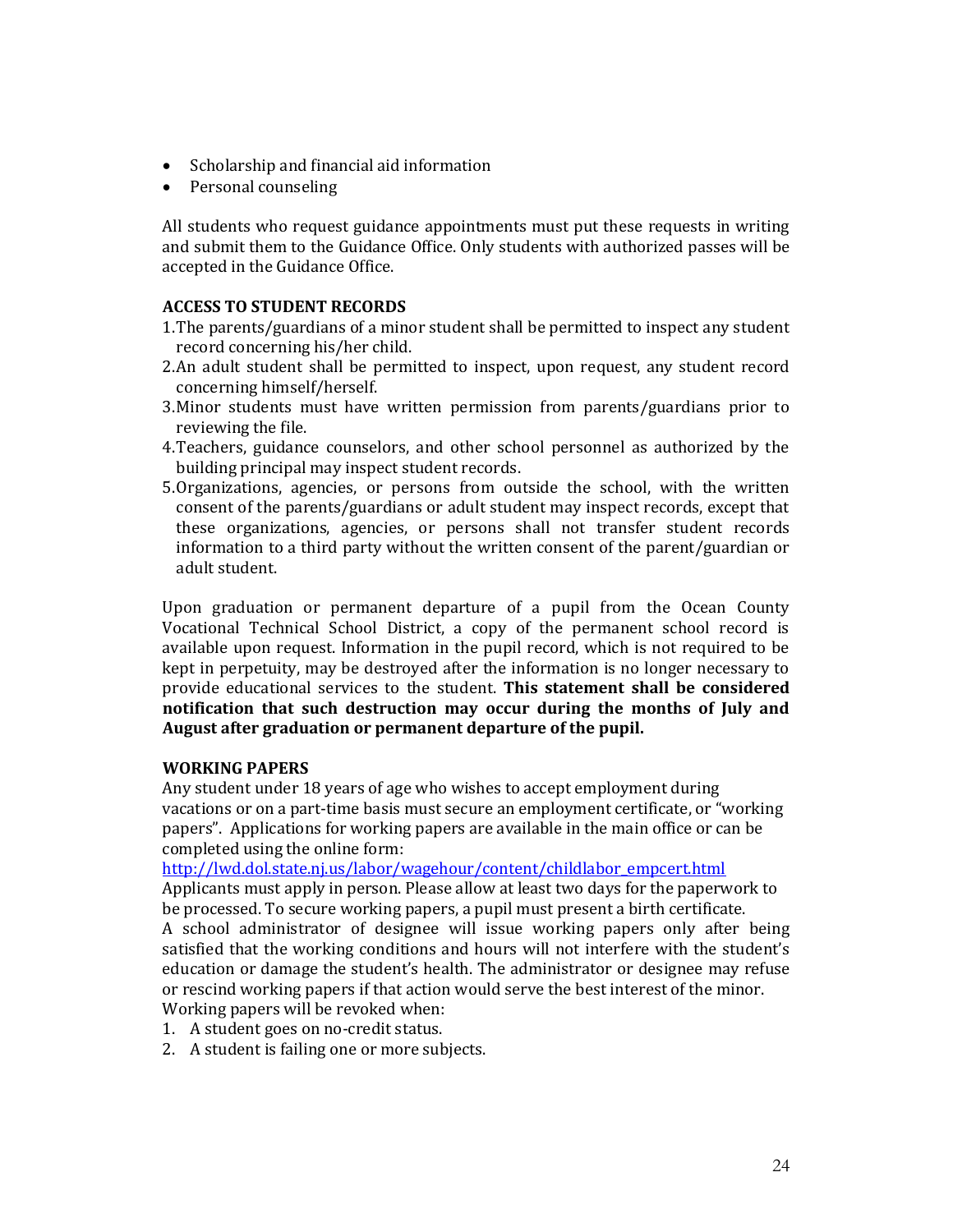- Scholarship and financial aid information
- Personal counseling

All students who request guidance appointments must put these requests in writing and submit them to the Guidance Office. Only students with authorized passes will be accepted in the Guidance Office.

**ACCESS TO STUDENT RECORDS**

1. The parents/guardians of a minor student shall be permitted to inspect any student record concerning his/her child.
2. An adult student shall be permitted to inspect, upon request, any student record concerning himself/herself.
3. Minor students must have written permission from parents/guardians prior to reviewing the file.
4. Teachers, guidance counselors, and other school personnel as authorized by the building principal may inspect student records.
5. Organizations, agencies, or persons from outside the school, with the written consent of the parents/guardians or adult student may inspect records, except that these organizations, agencies, or persons shall not transfer student records information to a third party without the written consent of the parent/guardian or adult student.

Upon graduation or permanent departure of a pupil from the Ocean County Vocational Technical School District, a copy of the permanent school record is available upon request. Information in the pupil record, which is not required to be kept in perpetuity, may be destroyed after the information is no longer necessary to provide educational services to the student. **This statement shall be considered notification that such destruction may occur during the months of July and August after graduation or permanent departure of the pupil.**

**WORKING PAPERS**

Any student under 18 years of age who wishes to accept employment during vacations or on a part-time basis must secure an employment certificate, or "working papers". Applications for working papers are available in the main office or can be completed using the online form:
[http://lwd.dol.state.nj.us/labor/wagehour/content/childlabor_empcert.html](http://lwd.dol.state.nj.us/labor/wagehour/content/childlabor_empcert.html)
Applicants must apply in person. Please allow at least two days for the paperwork to be processed. To secure working papers, a pupil must present a birth certificate.
A school administrator of designee will issue working papers only after being satisfied that the working conditions and hours will not interfere with the student's education or damage the student's health. The administrator or designee may refuse or rescind working papers if that action would serve the best interest of the minor.
Working papers will be revoked when:

1. A student goes on no-credit status.
2. A student is failing one or more subjects.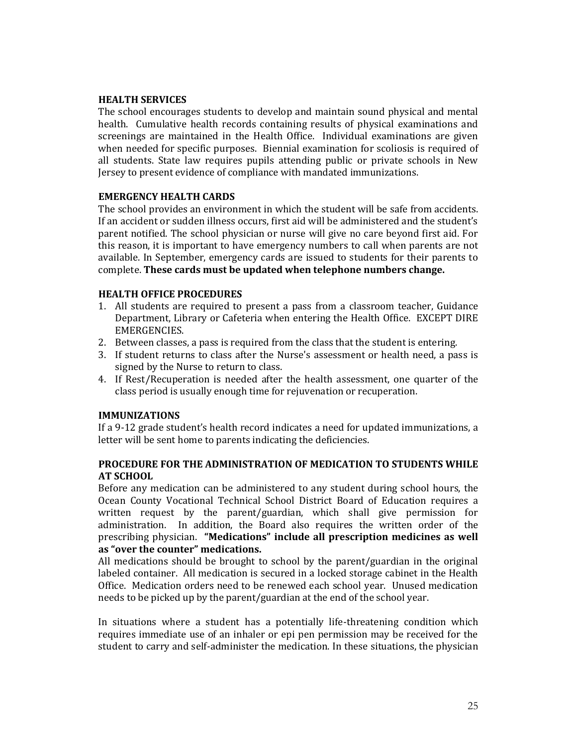## HEALTH SERVICES

The school encourages students to develop and maintain sound physical and mental health. Cumulative health records containing results of physical examinations and screenings are maintained in the Health Office. Individual examinations are given when needed for specific purposes. Biennial examination for scoliosis is required of all students. State law requires pupils attending public or private schools in New Jersey to present evidence of compliance with mandated immunizations.

## EMERGENCY HEALTH CARDS

The school provides an environment in which the student will be safe from accidents. If an accident or sudden illness occurs, first aid will be administered and the student's parent notified. The school physician or nurse will give no care beyond first aid. For this reason, it is important to have emergency numbers to call when parents are not available. In September, emergency cards are issued to students for their parents to complete. **These cards must be updated when telephone numbers change.**

## HEALTH OFFICE PROCEDURES

1. All students are required to present a pass from a classroom teacher, Guidance Department, Library or Cafeteria when entering the Health Office. EXCEPT DIRE EMERGENCIES.
2. Between classes, a pass is required from the class that the student is entering.
3. If student returns to class after the Nurse's assessment or health need, a pass is signed by the Nurse to return to class.
4. If Rest/Recuperation is needed after the health assessment, one quarter of the class period is usually enough time for rejuvenation or recuperation.

## IMMUNIZATIONS

If a 9-12 grade student's health record indicates a need for updated immunizations, a letter will be sent home to parents indicating the deficiencies.

## PROCEDURE FOR THE ADMINISTRATION OF MEDICATION TO STUDENTS WHILE AT SCHOOL

Before any medication can be administered to any student during school hours, the Ocean County Vocational Technical School District Board of Education requires a written request by the parent/guardian, which shall give permission for administration. In addition, the Board also requires the written order of the prescribing physician. **"Medications" include all prescription medicines as well as "over the counter" medications.**

All medications should be brought to school by the parent/guardian in the original labeled container. All medication is secured in a locked storage cabinet in the Health Office. Medication orders need to be renewed each school year. Unused medication needs to be picked up by the parent/guardian at the end of the school year.

In situations where a student has a potentially life-threatening condition which requires immediate use of an inhaler or epi pen permission may be received for the student to carry and self-administer the medication. In these situations, the physician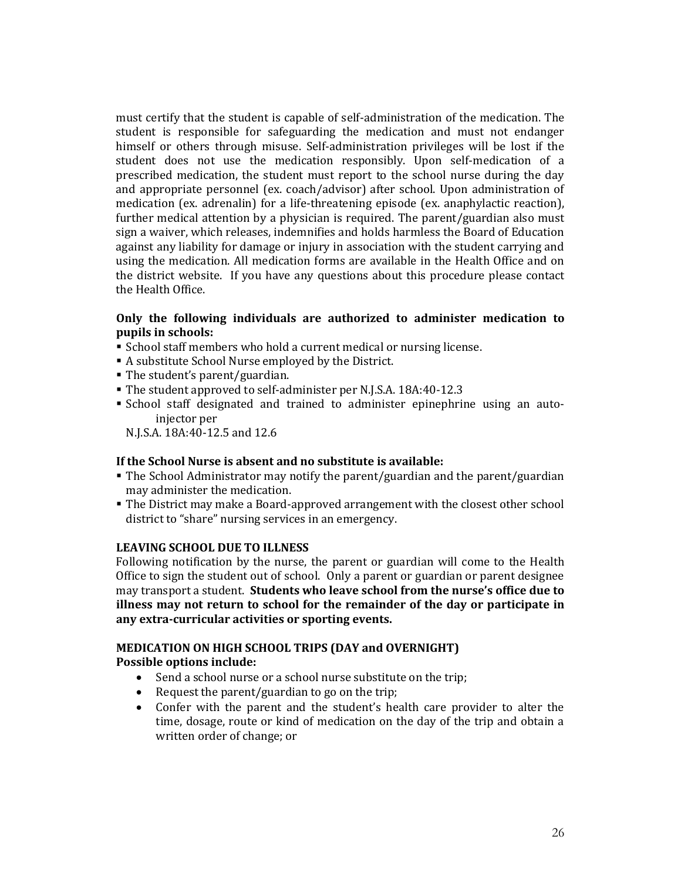must certify that the student is capable of self-administration of the medication. The student is responsible for safeguarding the medication and must not endanger himself or others through misuse. Self-administration privileges will be lost if the student does not use the medication responsibly. Upon self-medication of a prescribed medication, the student must report to the school nurse during the day and appropriate personnel (ex. coach/advisor) after school. Upon administration of medication (ex. adrenalin) for a life-threatening episode (ex. anaphylactic reaction), further medical attention by a physician is required. The parent/guardian also must sign a waiver, which releases, indemnifies and holds harmless the Board of Education against any liability for damage or injury in association with the student carrying and using the medication. All medication forms are available in the Health Office and on the district website. If you have any questions about this procedure please contact the Health Office.

**Only the following individuals are authorized to administer medication to pupils in schools:**

- School staff members who hold a current medical or nursing license.
- A substitute School Nurse employed by the District.
- The student's parent/guardian.
- The student approved to self-administer per N.J.S.A. 18A:40-12.3
- School staff designated and trained to administer epinephrine using an auto-injector per N.J.S.A. 18A:40-12.5 and 12.6

**If the School Nurse is absent and no substitute is available:**

- The School Administrator may notify the parent/guardian and the parent/guardian may administer the medication.
- The District may make a Board-approved arrangement with the closest other school district to "share" nursing services in an emergency.

**LEAVING SCHOOL DUE TO ILLNESS**

Following notification by the nurse, the parent or guardian will come to the Health Office to sign the student out of school. Only a parent or guardian or parent designee may transport a student. **Students who leave school from the nurse's office due to illness may not return to school for the remainder of the day or participate in any extra-curricular activities or sporting events.**

**MEDICATION ON HIGH SCHOOL TRIPS (DAY and OVERNIGHT)**

**Possible options include:**

- Send a school nurse or a school nurse substitute on the trip;
- Request the parent/guardian to go on the trip;
- Confer with the parent and the student's health care provider to alter the time, dosage, route or kind of medication on the day of the trip and obtain a written order of change; or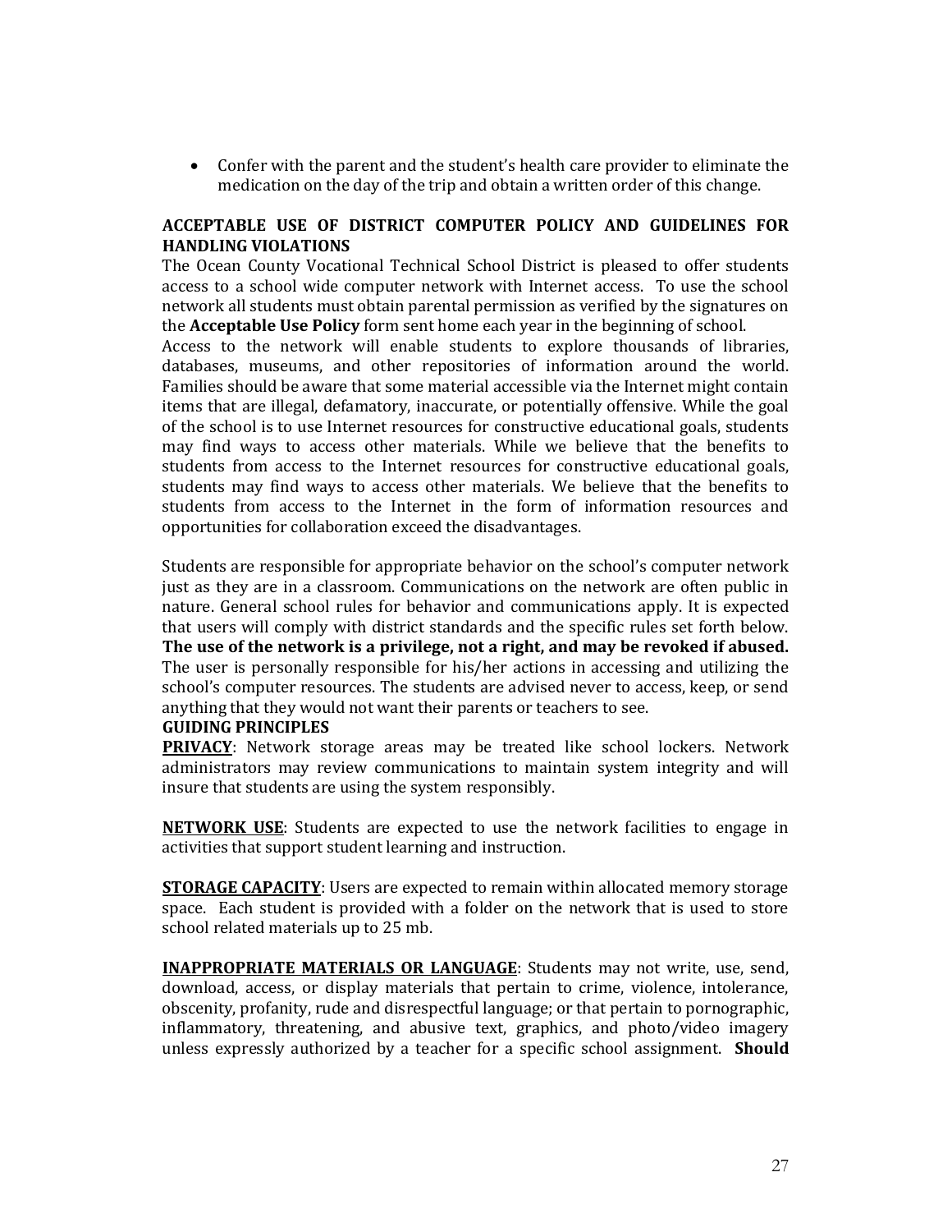- Confer with the parent and the student's health care provider to eliminate the medication on the day of the trip and obtain a written order of this change.

## ACCEPTABLE USE OF DISTRICT COMPUTER POLICY AND GUIDELINES FOR HANDLING VIOLATIONS

The Ocean County Vocational Technical School District is pleased to offer students access to a school wide computer network with Internet access. To use the school network all students must obtain parental permission as verified by the signatures on the **Acceptable Use Policy** form sent home each year in the beginning of school.

Access to the network will enable students to explore thousands of libraries, databases, museums, and other repositories of information around the world. Families should be aware that some material accessible via the Internet might contain items that are illegal, defamatory, inaccurate, or potentially offensive. While the goal of the school is to use Internet resources for constructive educational goals, students may find ways to access other materials. While we believe that the benefits to students from access to the Internet resources for constructive educational goals, students may find ways to access other materials. We believe that the benefits to students from access to the Internet in the form of information resources and opportunities for collaboration exceed the disadvantages.

Students are responsible for appropriate behavior on the school's computer network just as they are in a classroom. Communications on the network are often public in nature. General school rules for behavior and communications apply. It is expected that users will comply with district standards and the specific rules set forth below. **The use of the network is a privilege, not a right, and may be revoked if abused.** The user is personally responsible for his/her actions in accessing and utilizing the school's computer resources. The students are advised never to access, keep, or send anything that they would not want their parents or teachers to see.

### GUIDING PRINCIPLES

**<u>PRIVACY</u>**: Network storage areas may be treated like school lockers. Network administrators may review communications to maintain system integrity and will insure that students are using the system responsibly.

**<u>NETWORK USE</u>**: Students are expected to use the network facilities to engage in activities that support student learning and instruction.

**<u>STORAGE CAPACITY</u>**: Users are expected to remain within allocated memory storage space. Each student is provided with a folder on the network that is used to store school related materials up to 25 mb.

**<u>INAPPROPRIATE MATERIALS OR LANGUAGE</u>**: Students may not write, use, send, download, access, or display materials that pertain to crime, violence, intolerance, obscenity, profanity, rude and disrespectful language; or that pertain to pornographic, inflammatory, threatening, and abusive text, graphics, and photo/video imagery unless expressly authorized by a teacher for a specific school assignment. **Should**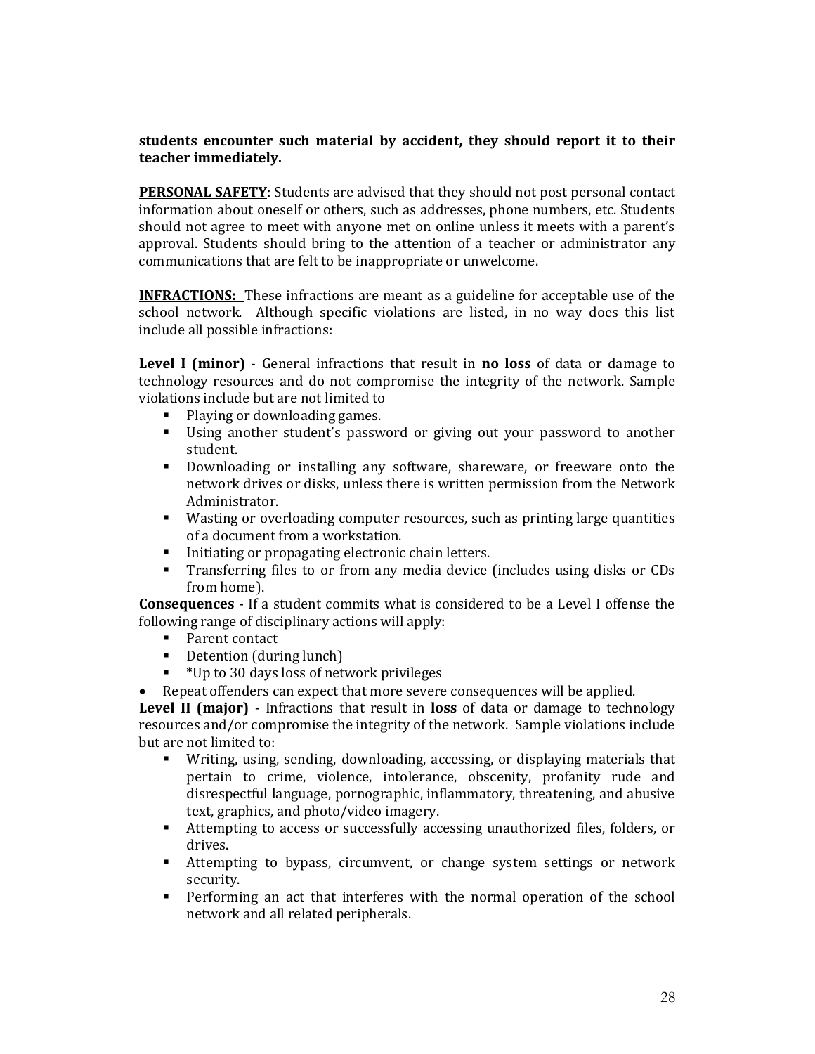**students encounter such material by accident, they should report it to their teacher immediately.**

**PERSONAL SAFETY**: Students are advised that they should not post personal contact information about oneself or others, such as addresses, phone numbers, etc. Students should not agree to meet with anyone met on online unless it meets with a parent's approval. Students should bring to the attention of a teacher or administrator any communications that are felt to be inappropriate or unwelcome.

**INFRACTIONS:** These infractions are meant as a guideline for acceptable use of the school network. Although specific violations are listed, in no way does this list include all possible infractions:

**Level I (minor)** - General infractions that result in **no loss** of data or damage to technology resources and do not compromise the integrity of the network. Sample violations include but are not limited to

- Playing or downloading games.
- Using another student's password or giving out your password to another student.
- Downloading or installing any software, shareware, or freeware onto the network drives or disks, unless there is written permission from the Network Administrator.
- Wasting or overloading computer resources, such as printing large quantities of a document from a workstation.
- Initiating or propagating electronic chain letters.
- Transferring files to or from any media device (includes using disks or CDs from home).

**Consequences -** If a student commits what is considered to be a Level I offense the following range of disciplinary actions will apply:

- Parent contact
- Detention (during lunch)
- *Up to 30 days loss of network privileges

- Repeat offenders can expect that more severe consequences will be applied.

**Level II (major) -** Infractions that result in **loss** of data or damage to technology resources and/or compromise the integrity of the network. Sample violations include but are not limited to:

- Writing, using, sending, downloading, accessing, or displaying materials that pertain to crime, violence, intolerance, obscenity, profanity rude and disrespectful language, pornographic, inflammatory, threatening, and abusive text, graphics, and photo/video imagery.
- Attempting to access or successfully accessing unauthorized files, folders, or drives.
- Attempting to bypass, circumvent, or change system settings or network security.
- Performing an act that interferes with the normal operation of the school network and all related peripherals.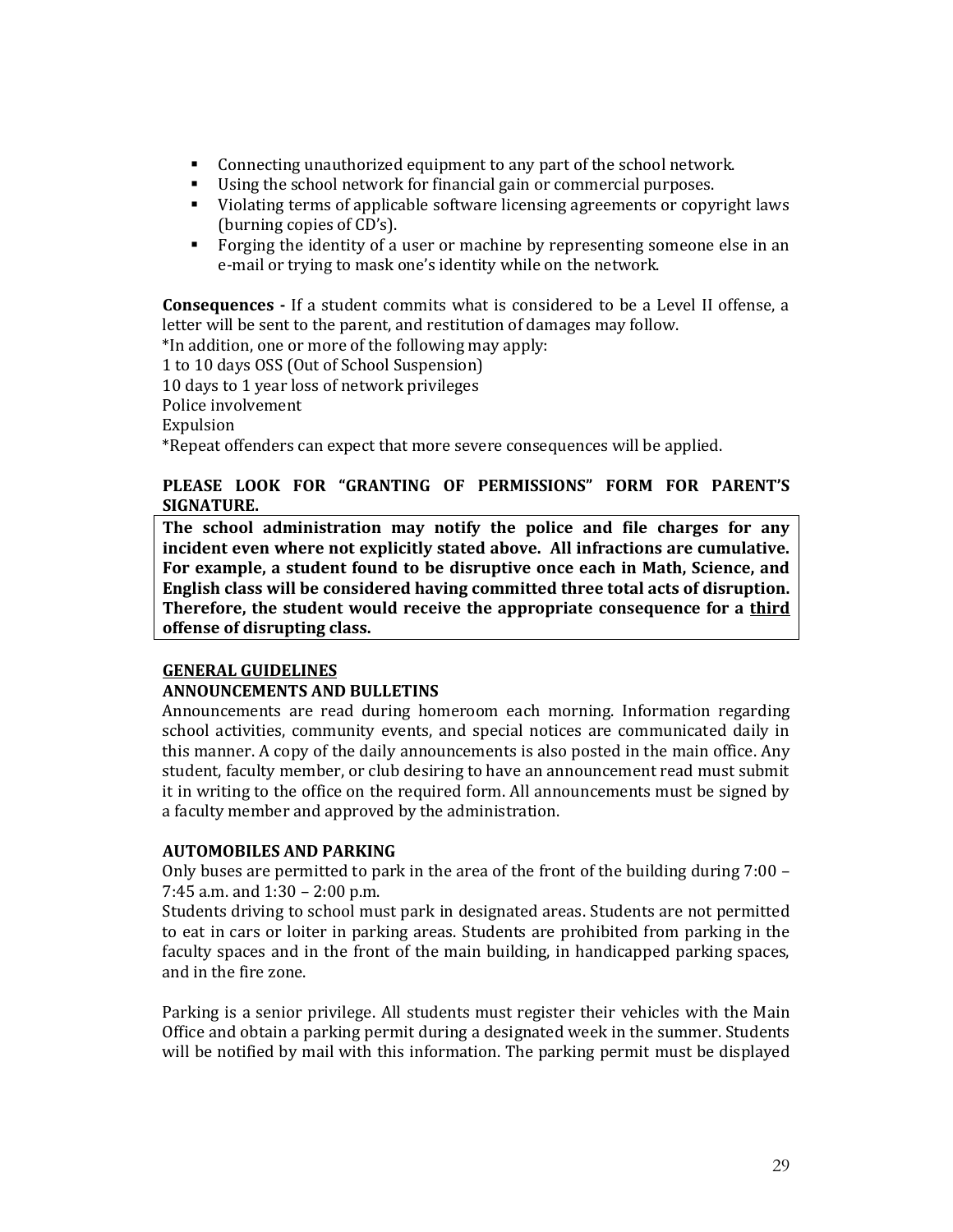- Connecting unauthorized equipment to any part of the school network.
- Using the school network for financial gain or commercial purposes.
- Violating terms of applicable software licensing agreements or copyright laws (burning copies of CD's).
- Forging the identity of a user or machine by representing someone else in an e-mail or trying to mask one's identity while on the network.

**Consequences -** If a student commits what is considered to be a Level II offense, a letter will be sent to the parent, and restitution of damages may follow.
*In addition, one or more of the following may apply:
1 to 10 days OSS (Out of School Suspension)
10 days to 1 year loss of network privileges
Police involvement
Expulsion
*Repeat offenders can expect that more severe consequences will be applied.

**PLEASE LOOK FOR "GRANTING OF PERMISSIONS" FORM FOR PARENT'S SIGNATURE.**

**The school administration may notify the police and file charges for any incident even where not explicitly stated above. All infractions are cumulative. For example, a student found to be disruptive once each in Math, Science, and English class will be considered having committed three total acts of disruption. Therefore, the student would receive the appropriate consequence for a <u>third</u> offense of disrupting class.**

## GENERAL GUIDELINES

### ANNOUNCEMENTS AND BULLETINS

Announcements are read during homeroom each morning. Information regarding school activities, community events, and special notices are communicated daily in this manner. A copy of the daily announcements is also posted in the main office. Any student, faculty member, or club desiring to have an announcement read must submit it in writing to the office on the required form. All announcements must be signed by a faculty member and approved by the administration.

### AUTOMOBILES AND PARKING

Only buses are permitted to park in the area of the front of the building during 7:00 – 7:45 a.m. and 1:30 – 2:00 p.m.
Students driving to school must park in designated areas. Students are not permitted to eat in cars or loiter in parking areas. Students are prohibited from parking in the faculty spaces and in the front of the main building, in handicapped parking spaces, and in the fire zone.

Parking is a senior privilege. All students must register their vehicles with the Main Office and obtain a parking permit during a designated week in the summer. Students will be notified by mail with this information. The parking permit must be displayed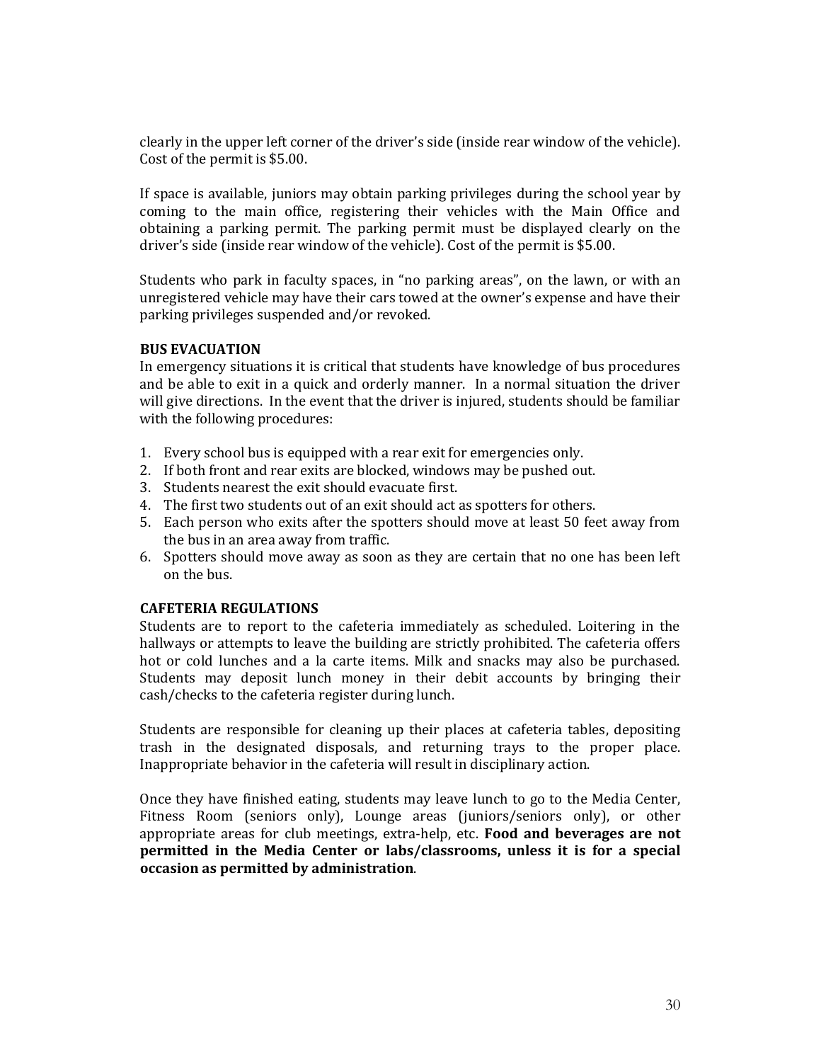clearly in the upper left corner of the driver's side (inside rear window of the vehicle). Cost of the permit is $5.00.

If space is available, juniors may obtain parking privileges during the school year by coming to the main office, registering their vehicles with the Main Office and obtaining a parking permit. The parking permit must be displayed clearly on the driver's side (inside rear window of the vehicle). Cost of the permit is $5.00.

Students who park in faculty spaces, in "no parking areas", on the lawn, or with an unregistered vehicle may have their cars towed at the owner's expense and have their parking privileges suspended and/or revoked.

### BUS EVACUATION

In emergency situations it is critical that students have knowledge of bus procedures and be able to exit in a quick and orderly manner. In a normal situation the driver will give directions. In the event that the driver is injured, students should be familiar with the following procedures:

1. Every school bus is equipped with a rear exit for emergencies only.
2. If both front and rear exits are blocked, windows may be pushed out.
3. Students nearest the exit should evacuate first.
4. The first two students out of an exit should act as spotters for others.
5. Each person who exits after the spotters should move at least 50 feet away from the bus in an area away from traffic.
6. Spotters should move away as soon as they are certain that no one has been left on the bus.

### CAFETERIA REGULATIONS

Students are to report to the cafeteria immediately as scheduled. Loitering in the hallways or attempts to leave the building are strictly prohibited. The cafeteria offers hot or cold lunches and a la carte items. Milk and snacks may also be purchased. Students may deposit lunch money in their debit accounts by bringing their cash/checks to the cafeteria register during lunch.

Students are responsible for cleaning up their places at cafeteria tables, depositing trash in the designated disposals, and returning trays to the proper place. Inappropriate behavior in the cafeteria will result in disciplinary action.

Once they have finished eating, students may leave lunch to go to the Media Center, Fitness Room (seniors only), Lounge areas (juniors/seniors only), or other appropriate areas for club meetings, extra-help, etc. **Food and beverages are not permitted in the Media Center or labs/classrooms, unless it is for a special occasion as permitted by administration**.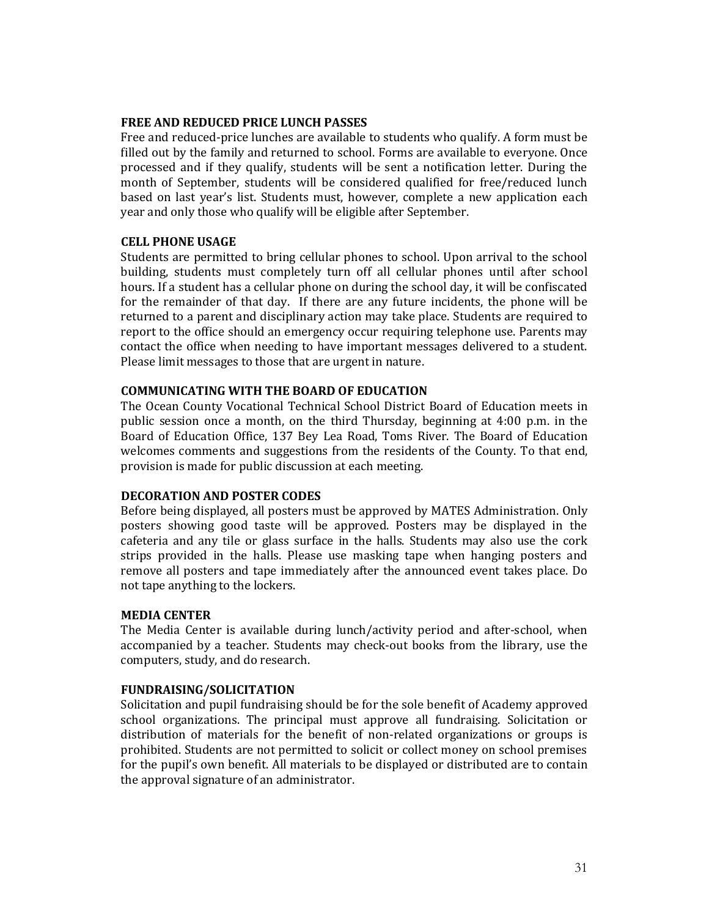## FREE AND REDUCED PRICE LUNCH PASSES

Free and reduced-price lunches are available to students who qualify. A form must be filled out by the family and returned to school. Forms are available to everyone. Once processed and if they qualify, students will be sent a notification letter. During the month of September, students will be considered qualified for free/reduced lunch based on last year's list. Students must, however, complete a new application each year and only those who qualify will be eligible after September.

## CELL PHONE USAGE

Students are permitted to bring cellular phones to school. Upon arrival to the school building, students must completely turn off all cellular phones until after school hours. If a student has a cellular phone on during the school day, it will be confiscated for the remainder of that day. If there are any future incidents, the phone will be returned to a parent and disciplinary action may take place. Students are required to report to the office should an emergency occur requiring telephone use. Parents may contact the office when needing to have important messages delivered to a student. Please limit messages to those that are urgent in nature.

## COMMUNICATING WITH THE BOARD OF EDUCATION

The Ocean County Vocational Technical School District Board of Education meets in public session once a month, on the third Thursday, beginning at 4:00 p.m. in the Board of Education Office, 137 Bey Lea Road, Toms River. The Board of Education welcomes comments and suggestions from the residents of the County. To that end, provision is made for public discussion at each meeting.

## DECORATION AND POSTER CODES

Before being displayed, all posters must be approved by MATES Administration. Only posters showing good taste will be approved. Posters may be displayed in the cafeteria and any tile or glass surface in the halls. Students may also use the cork strips provided in the halls. Please use masking tape when hanging posters and remove all posters and tape immediately after the announced event takes place. Do not tape anything to the lockers.

## MEDIA CENTER

The Media Center is available during lunch/activity period and after-school, when accompanied by a teacher. Students may check-out books from the library, use the computers, study, and do research.

## FUNDRAISING/SOLICITATION

Solicitation and pupil fundraising should be for the sole benefit of Academy approved school organizations. The principal must approve all fundraising. Solicitation or distribution of materials for the benefit of non-related organizations or groups is prohibited. Students are not permitted to solicit or collect money on school premises for the pupil's own benefit. All materials to be displayed or distributed are to contain the approval signature of an administrator.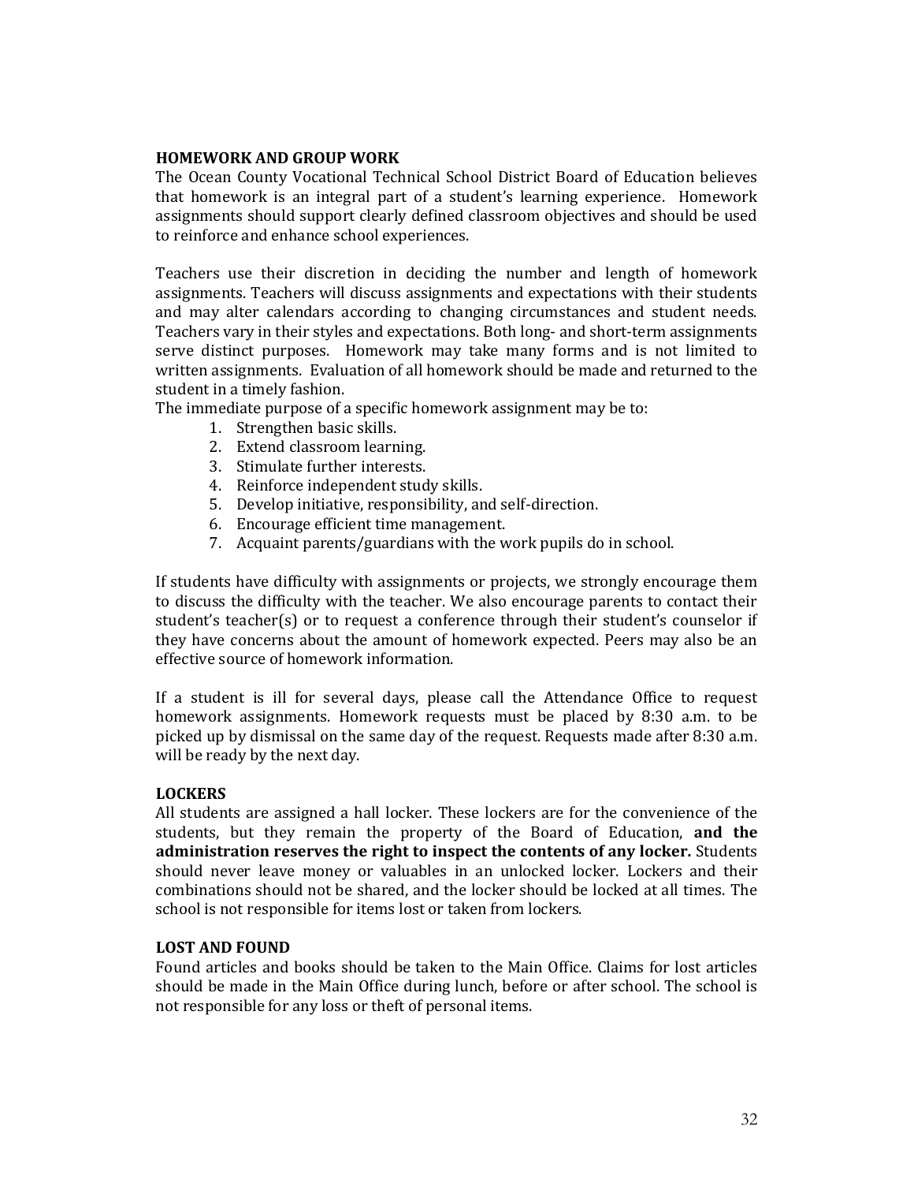## HOMEWORK AND GROUP WORK

The Ocean County Vocational Technical School District Board of Education believes that homework is an integral part of a student's learning experience. Homework assignments should support clearly defined classroom objectives and should be used to reinforce and enhance school experiences.

Teachers use their discretion in deciding the number and length of homework assignments. Teachers will discuss assignments and expectations with their students and may alter calendars according to changing circumstances and student needs. Teachers vary in their styles and expectations. Both long- and short-term assignments serve distinct purposes. Homework may take many forms and is not limited to written assignments. Evaluation of all homework should be made and returned to the student in a timely fashion.

The immediate purpose of a specific homework assignment may be to:

1. Strengthen basic skills.
2. Extend classroom learning.
3. Stimulate further interests.
4. Reinforce independent study skills.
5. Develop initiative, responsibility, and self-direction.
6. Encourage efficient time management.
7. Acquaint parents/guardians with the work pupils do in school.

If students have difficulty with assignments or projects, we strongly encourage them to discuss the difficulty with the teacher. We also encourage parents to contact their student's teacher(s) or to request a conference through their student's counselor if they have concerns about the amount of homework expected. Peers may also be an effective source of homework information.

If a student is ill for several days, please call the Attendance Office to request homework assignments. Homework requests must be placed by 8:30 a.m. to be picked up by dismissal on the same day of the request. Requests made after 8:30 a.m. will be ready by the next day.

## LOCKERS

All students are assigned a hall locker. These lockers are for the convenience of the students, but they remain the property of the Board of Education, **and the administration reserves the right to inspect the contents of any locker.** Students should never leave money or valuables in an unlocked locker. Lockers and their combinations should not be shared, and the locker should be locked at all times. The school is not responsible for items lost or taken from lockers.

## LOST AND FOUND

Found articles and books should be taken to the Main Office. Claims for lost articles should be made in the Main Office during lunch, before or after school. The school is not responsible for any loss or theft of personal items.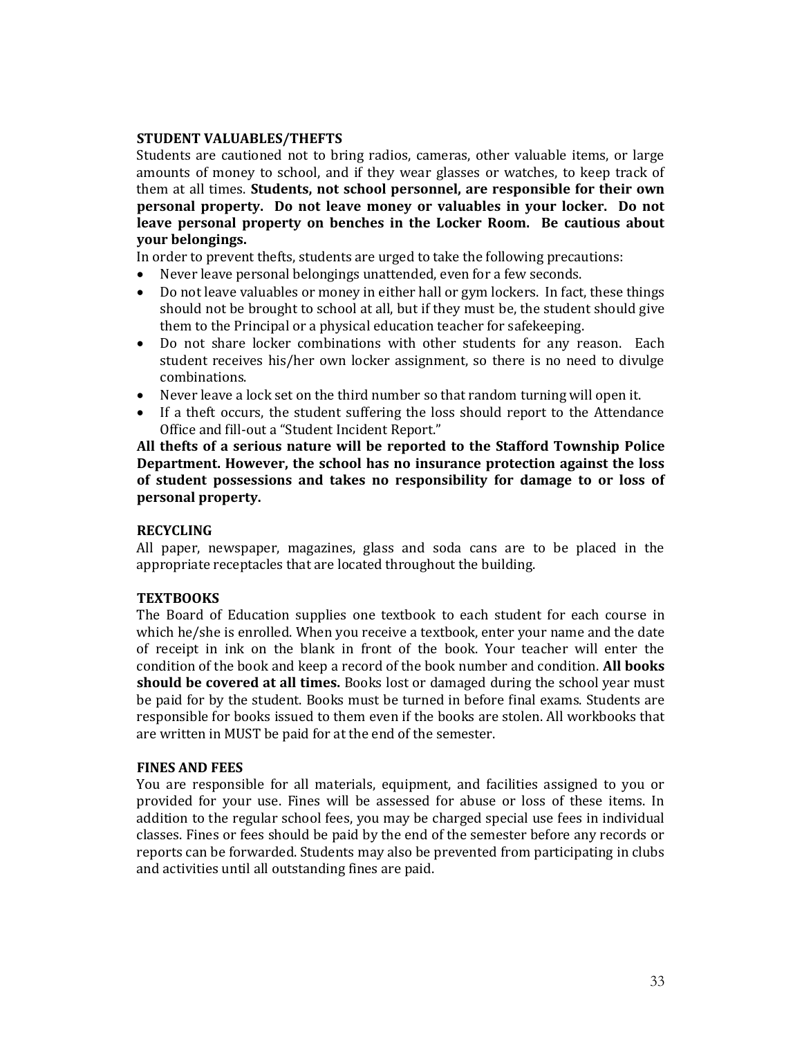## STUDENT VALUABLES/THEFTS

Students are cautioned not to bring radios, cameras, other valuable items, or large amounts of money to school, and if they wear glasses or watches, to keep track of them at all times. **Students, not school personnel, are responsible for their own personal property. Do not leave money or valuables in your locker. Do not leave personal property on benches in the Locker Room. Be cautious about your belongings.**

In order to prevent thefts, students are urged to take the following precautions:

- Never leave personal belongings unattended, even for a few seconds.
- Do not leave valuables or money in either hall or gym lockers. In fact, these things should not be brought to school at all, but if they must be, the student should give them to the Principal or a physical education teacher for safekeeping.
- Do not share locker combinations with other students for any reason. Each student receives his/her own locker assignment, so there is no need to divulge combinations.
- Never leave a lock set on the third number so that random turning will open it.
- If a theft occurs, the student suffering the loss should report to the Attendance Office and fill-out a "Student Incident Report."

**All thefts of a serious nature will be reported to the Stafford Township Police Department. However, the school has no insurance protection against the loss of student possessions and takes no responsibility for damage to or loss of personal property.**

## RECYCLING

All paper, newspaper, magazines, glass and soda cans are to be placed in the appropriate receptacles that are located throughout the building.

## TEXTBOOKS

The Board of Education supplies one textbook to each student for each course in which he/she is enrolled. When you receive a textbook, enter your name and the date of receipt in ink on the blank in front of the book. Your teacher will enter the condition of the book and keep a record of the book number and condition. **All books should be covered at all times.** Books lost or damaged during the school year must be paid for by the student. Books must be turned in before final exams. Students are responsible for books issued to them even if the books are stolen. All workbooks that are written in MUST be paid for at the end of the semester.

## FINES AND FEES

You are responsible for all materials, equipment, and facilities assigned to you or provided for your use. Fines will be assessed for abuse or loss of these items. In addition to the regular school fees, you may be charged special use fees in individual classes. Fines or fees should be paid by the end of the semester before any records or reports can be forwarded. Students may also be prevented from participating in clubs and activities until all outstanding fines are paid.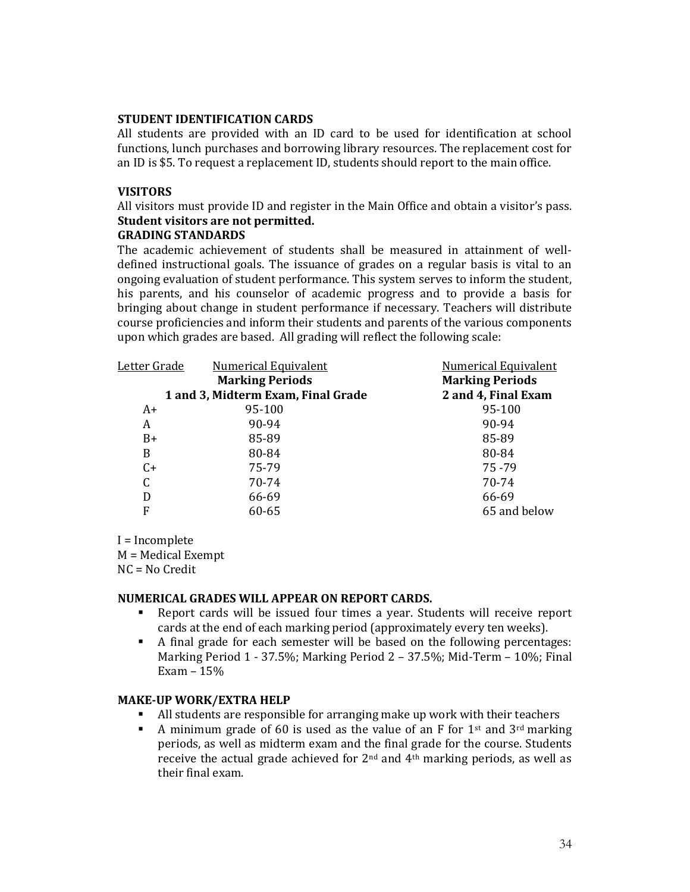**STUDENT IDENTIFICATION CARDS**

All students are provided with an ID card to be used for identification at school functions, lunch purchases and borrowing library resources. The replacement cost for an ID is $5. To request a replacement ID, students should report to the main office.

**VISITORS**

All visitors must provide ID and register in the Main Office and obtain a visitor's pass. **Student visitors are not permitted.**

**GRADING STANDARDS**

The academic achievement of students shall be measured in attainment of well-defined instructional goals. The issuance of grades on a regular basis is vital to an ongoing evaluation of student performance. This system serves to inform the student, his parents, and his counselor of academic progress and to provide a basis for bringing about change in student performance if necessary. Teachers will distribute course proficiencies and inform their students and parents of the various components upon which grades are based. All grading will reflect the following scale:

| Letter Grade | Numerical Equivalent **Marking Periods 1 and 3, Midterm Exam, Final Grade** | Numerical Equivalent **Marking Periods 2 and 4, Final Exam** |
|---|---|---|
| A+ | 95-100 | 95-100 |
| A | 90-94 | 90-94 |
| B+ | 85-89 | 85-89 |
| B | 80-84 | 80-84 |
| C+ | 75-79 | 75 -79 |
| C | 70-74 | 70-74 |
| D | 66-69 | 66-69 |
| F | 60-65 | 65 and below |

I = Incomplete
M = Medical Exempt
NC = No Credit

**NUMERICAL GRADES WILL APPEAR ON REPORT CARDS.**

- Report cards will be issued four times a year. Students will receive report cards at the end of each marking period (approximately every ten weeks).
- A final grade for each semester will be based on the following percentages: Marking Period 1 - 37.5%; Marking Period 2 – 37.5%; Mid-Term – 10%; Final Exam – 15%

**MAKE-UP WORK/EXTRA HELP**

- All students are responsible for arranging make up work with their teachers
- A minimum grade of 60 is used as the value of an F for 1st and 3rd marking periods, as well as midterm exam and the final grade for the course. Students receive the actual grade achieved for 2nd and 4th marking periods, as well as their final exam.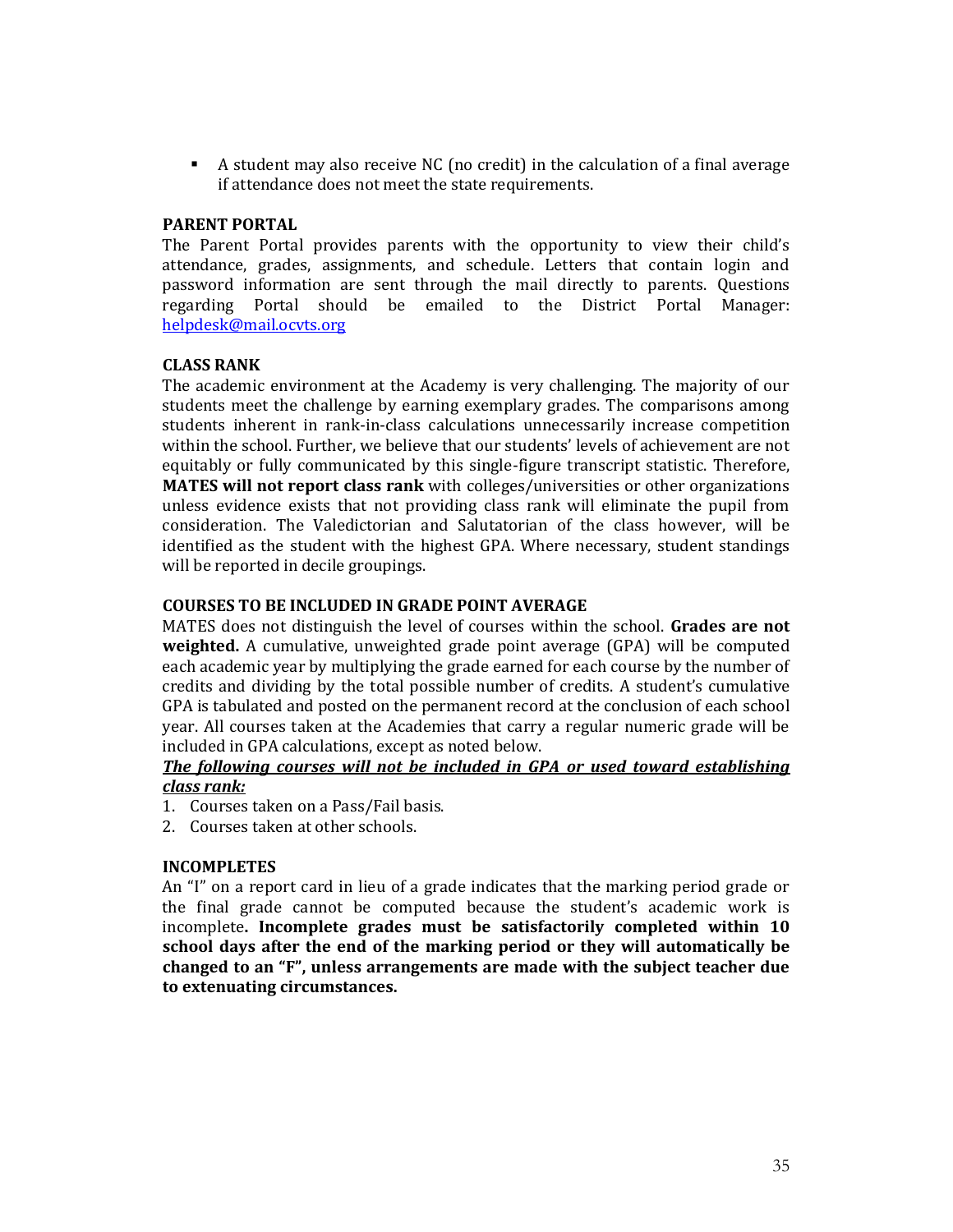- A student may also receive NC (no credit) in the calculation of a final average if attendance does not meet the state requirements.

### PARENT PORTAL

The Parent Portal provides parents with the opportunity to view their child's attendance, grades, assignments, and schedule. Letters that contain login and password information are sent through the mail directly to parents. Questions regarding Portal should be emailed to the District Portal Manager: helpdesk@mail.ocvts.org

### CLASS RANK

The academic environment at the Academy is very challenging. The majority of our students meet the challenge by earning exemplary grades. The comparisons among students inherent in rank-in-class calculations unnecessarily increase competition within the school. Further, we believe that our students' levels of achievement are not equitably or fully communicated by this single-figure transcript statistic. Therefore, **MATES will not report class rank** with colleges/universities or other organizations unless evidence exists that not providing class rank will eliminate the pupil from consideration. The Valedictorian and Salutatorian of the class however, will be identified as the student with the highest GPA. Where necessary, student standings will be reported in decile groupings.

### COURSES TO BE INCLUDED IN GRADE POINT AVERAGE

MATES does not distinguish the level of courses within the school. **Grades are not weighted.** A cumulative, unweighted grade point average (GPA) will be computed each academic year by multiplying the grade earned for each course by the number of credits and dividing by the total possible number of credits. A student's cumulative GPA is tabulated and posted on the permanent record at the conclusion of each school year. All courses taken at the Academies that carry a regular numeric grade will be included in GPA calculations, except as noted below.

***The following courses will not be included in GPA or used toward establishing class rank:***

1. Courses taken on a Pass/Fail basis.
2. Courses taken at other schools.

### INCOMPLETES

An "I" on a report card in lieu of a grade indicates that the marking period grade or the final grade cannot be computed because the student's academic work is incomplete**. Incomplete grades must be satisfactorily completed within 10 school days after the end of the marking period or they will automatically be changed to an "F", unless arrangements are made with the subject teacher due to extenuating circumstances.**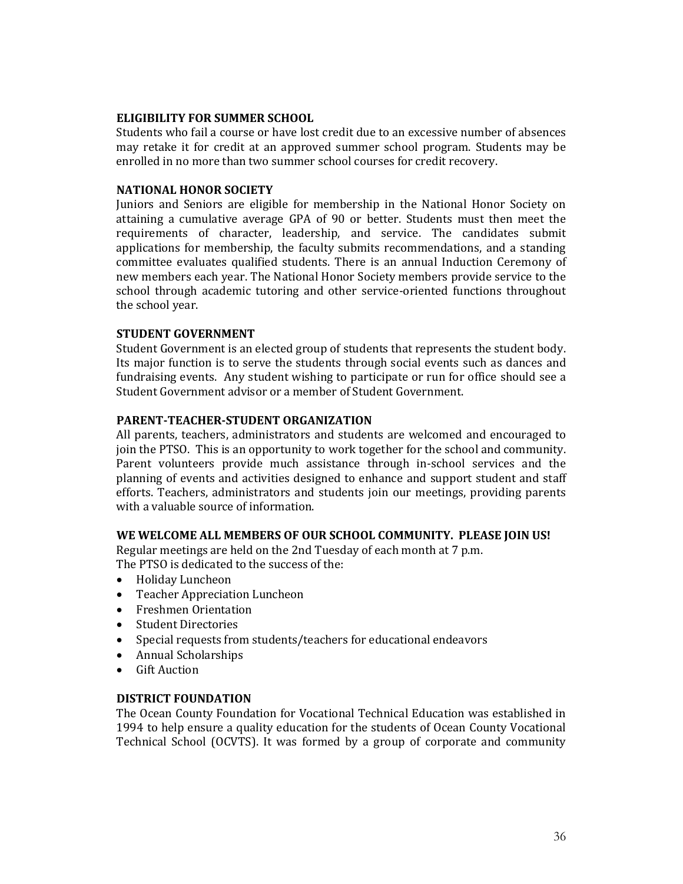### ELIGIBILITY FOR SUMMER SCHOOL

Students who fail a course or have lost credit due to an excessive number of absences may retake it for credit at an approved summer school program. Students may be enrolled in no more than two summer school courses for credit recovery.

### NATIONAL HONOR SOCIETY

Juniors and Seniors are eligible for membership in the National Honor Society on attaining a cumulative average GPA of 90 or better. Students must then meet the requirements of character, leadership, and service. The candidates submit applications for membership, the faculty submits recommendations, and a standing committee evaluates qualified students. There is an annual Induction Ceremony of new members each year. The National Honor Society members provide service to the school through academic tutoring and other service-oriented functions throughout the school year.

### STUDENT GOVERNMENT

Student Government is an elected group of students that represents the student body. Its major function is to serve the students through social events such as dances and fundraising events. Any student wishing to participate or run for office should see a Student Government advisor or a member of Student Government.

### PARENT-TEACHER-STUDENT ORGANIZATION

All parents, teachers, administrators and students are welcomed and encouraged to join the PTSO. This is an opportunity to work together for the school and community. Parent volunteers provide much assistance through in-school services and the planning of events and activities designed to enhance and support student and staff efforts. Teachers, administrators and students join our meetings, providing parents with a valuable source of information.

**WE WELCOME ALL MEMBERS OF OUR SCHOOL COMMUNITY. PLEASE JOIN US!**

Regular meetings are held on the 2nd Tuesday of each month at 7 p.m.
The PTSO is dedicated to the success of the:

- Holiday Luncheon
- Teacher Appreciation Luncheon
- Freshmen Orientation
- Student Directories
- Special requests from students/teachers for educational endeavors
- Annual Scholarships
- Gift Auction

### DISTRICT FOUNDATION

The Ocean County Foundation for Vocational Technical Education was established in 1994 to help ensure a quality education for the students of Ocean County Vocational Technical School (OCVTS). It was formed by a group of corporate and community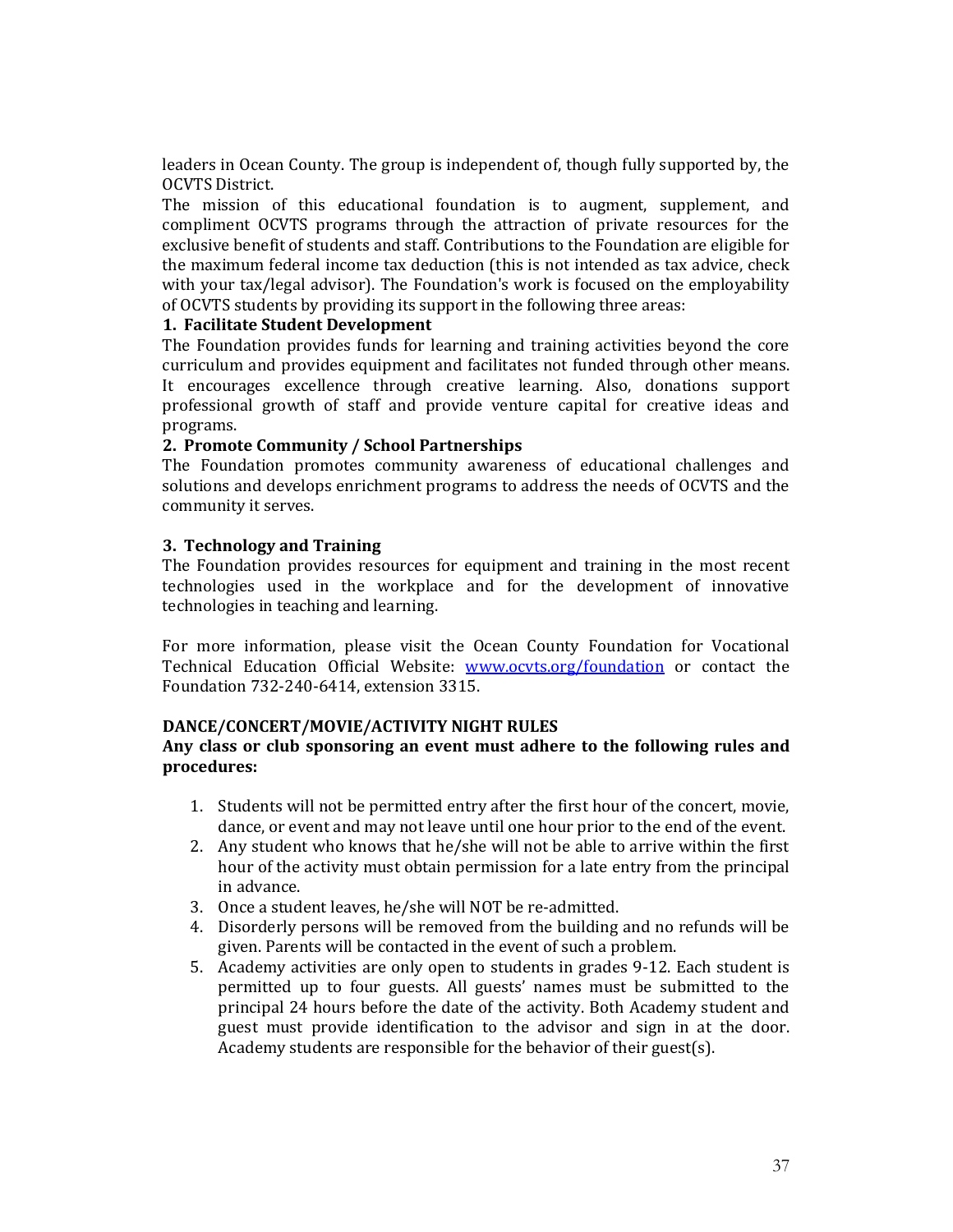leaders in Ocean County. The group is independent of, though fully supported by, the OCVTS District.

The mission of this educational foundation is to augment, supplement, and compliment OCVTS programs through the attraction of private resources for the exclusive benefit of students and staff. Contributions to the Foundation are eligible for the maximum federal income tax deduction (this is not intended as tax advice, check with your tax/legal advisor). The Foundation's work is focused on the employability of OCVTS students by providing its support in the following three areas:

**1. Facilitate Student Development**

The Foundation provides funds for learning and training activities beyond the core curriculum and provides equipment and facilitates not funded through other means. It encourages excellence through creative learning. Also, donations support professional growth of staff and provide venture capital for creative ideas and programs.

**2. Promote Community / School Partnerships**

The Foundation promotes community awareness of educational challenges and solutions and develops enrichment programs to address the needs of OCVTS and the community it serves.

**3. Technology and Training**

The Foundation provides resources for equipment and training in the most recent technologies used in the workplace and for the development of innovative technologies in teaching and learning.

For more information, please visit the Ocean County Foundation for Vocational Technical Education Official Website: [www.ocvts.org/foundation](http://www.ocvts.org/foundation) or contact the Foundation 732-240-6414, extension 3315.

## DANCE/CONCERT/MOVIE/ACTIVITY NIGHT RULES

**Any class or club sponsoring an event must adhere to the following rules and procedures:**

1. Students will not be permitted entry after the first hour of the concert, movie, dance, or event and may not leave until one hour prior to the end of the event.
2. Any student who knows that he/she will not be able to arrive within the first hour of the activity must obtain permission for a late entry from the principal in advance.
3. Once a student leaves, he/she will NOT be re-admitted.
4. Disorderly persons will be removed from the building and no refunds will be given. Parents will be contacted in the event of such a problem.
5. Academy activities are only open to students in grades 9-12. Each student is permitted up to four guests. All guests' names must be submitted to the principal 24 hours before the date of the activity. Both Academy student and guest must provide identification to the advisor and sign in at the door. Academy students are responsible for the behavior of their guest(s).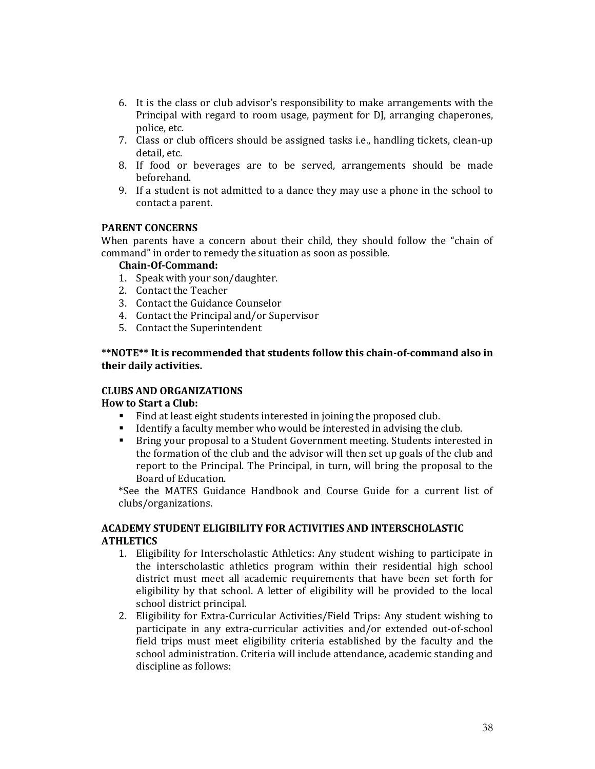6. It is the class or club advisor's responsibility to make arrangements with the Principal with regard to room usage, payment for DJ, arranging chaperones, police, etc.
7. Class or club officers should be assigned tasks i.e., handling tickets, clean-up detail, etc.
8. If food or beverages are to be served, arrangements should be made beforehand.
9. If a student is not admitted to a dance they may use a phone in the school to contact a parent.

**PARENT CONCERNS**

When parents have a concern about their child, they should follow the "chain of command" in order to remedy the situation as soon as possible.

**Chain-Of-Command:**

1. Speak with your son/daughter.
2. Contact the Teacher
3. Contact the Guidance Counselor
4. Contact the Principal and/or Supervisor
5. Contact the Superintendent

****NOTE** It is recommended that students follow this chain-of-command also in their daily activities.**

**CLUBS AND ORGANIZATIONS**

**How to Start a Club:**

- Find at least eight students interested in joining the proposed club.
- Identify a faculty member who would be interested in advising the club.
- Bring your proposal to a Student Government meeting. Students interested in the formation of the club and the advisor will then set up goals of the club and report to the Principal. The Principal, in turn, will bring the proposal to the Board of Education.

*See the MATES Guidance Handbook and Course Guide for a current list of clubs/organizations.

**ACADEMY STUDENT ELIGIBILITY FOR ACTIVITIES AND INTERSCHOLASTIC ATHLETICS**

1. Eligibility for Interscholastic Athletics: Any student wishing to participate in the interscholastic athletics program within their residential high school district must meet all academic requirements that have been set forth for eligibility by that school. A letter of eligibility will be provided to the local school district principal.
2. Eligibility for Extra-Curricular Activities/Field Trips: Any student wishing to participate in any extra-curricular activities and/or extended out-of-school field trips must meet eligibility criteria established by the faculty and the school administration. Criteria will include attendance, academic standing and discipline as follows: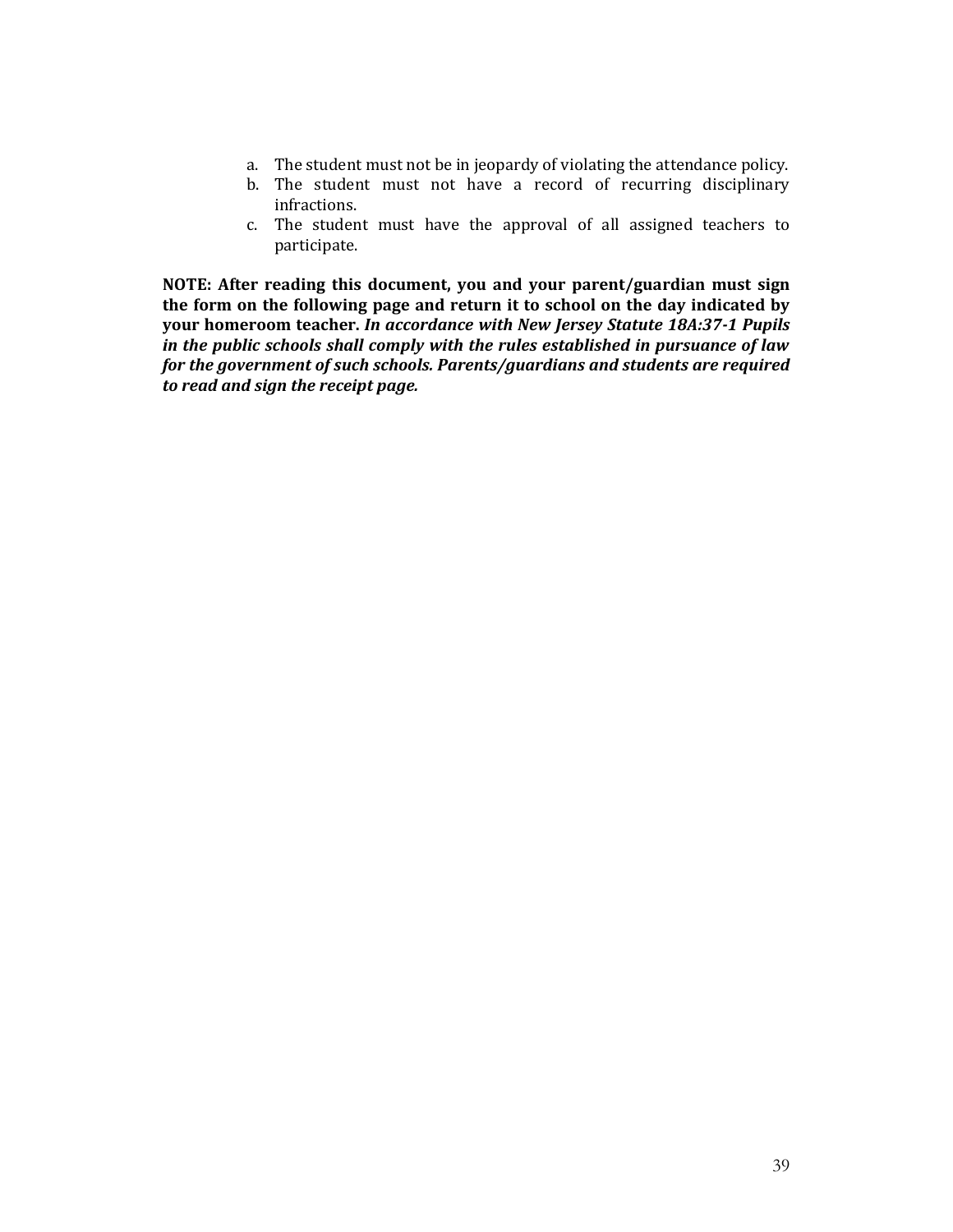a. The student must not be in jeopardy of violating the attendance policy.
b. The student must not have a record of recurring disciplinary infractions.
c. The student must have the approval of all assigned teachers to participate.

**NOTE: After reading this document, you and your parent/guardian must sign the form on the following page and return it to school on the day indicated by your homeroom teacher.** ***In accordance with New Jersey Statute 18A:37-1 Pupils in the public schools shall comply with the rules established in pursuance of law for the government of such schools. Parents/guardians and students are required to read and sign the receipt page.***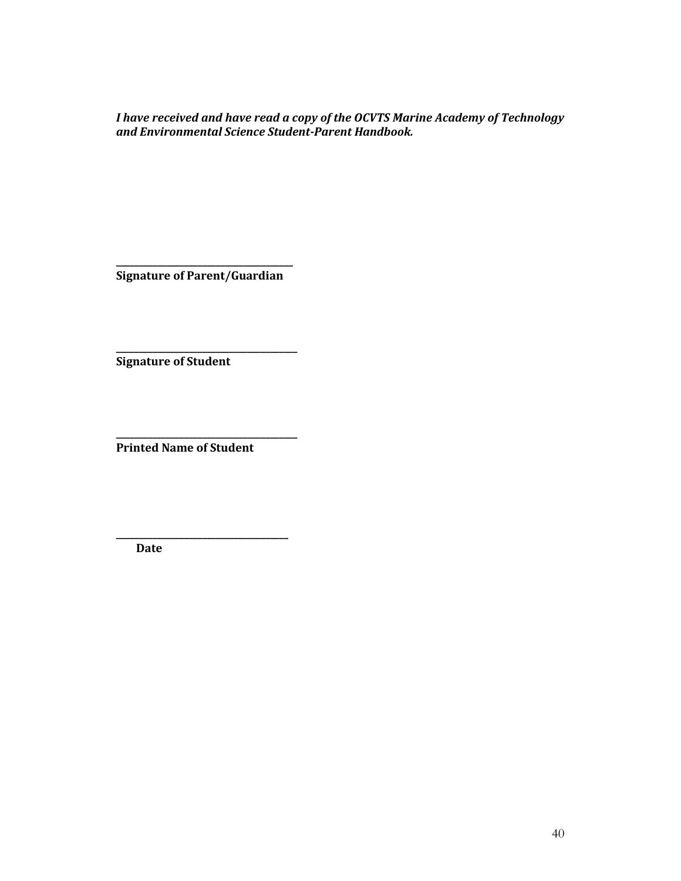***I have received and have read a copy of the OCVTS Marine Academy of Technology and Environmental Science Student-Parent Handbook.***

**____________________________________**
**Signature of Parent/Guardian**

**____________________________________**
**Signature of Student**

**____________________________________**
**Printed Name of Student**

**___________________________________**
**Date**